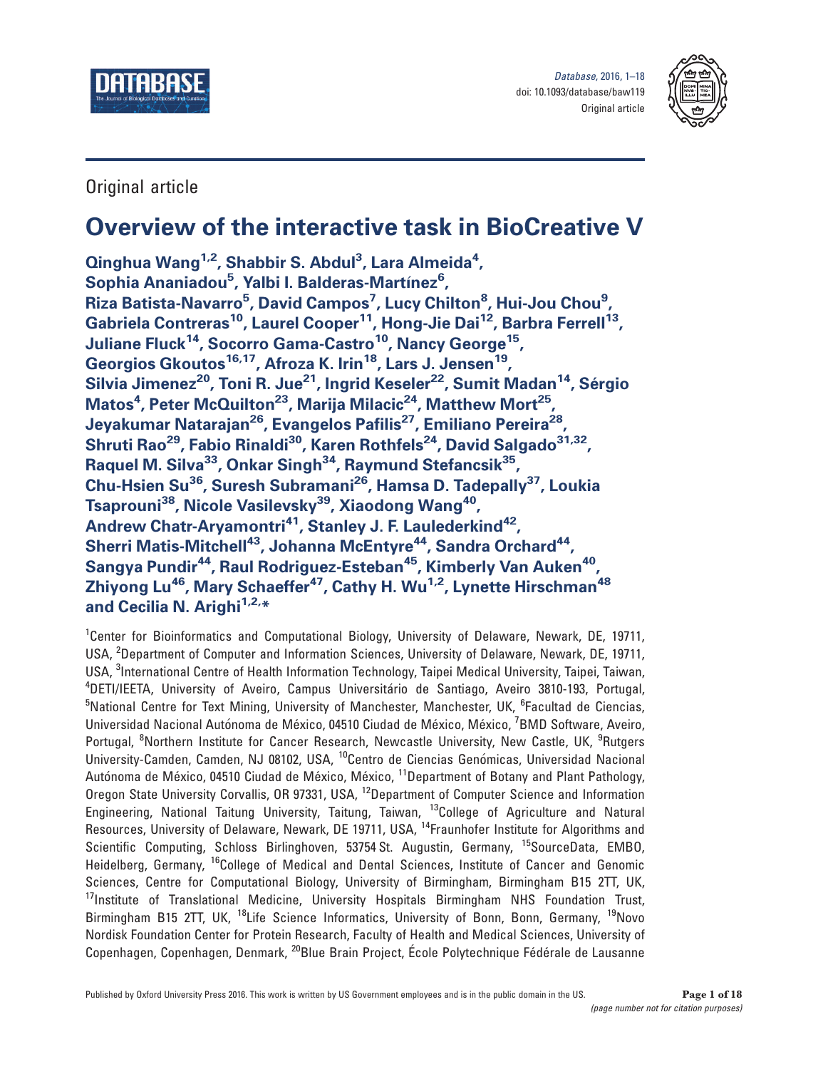Original article

# Overview of the interactive task in BioCreative V

**Qinghua Wang[1,2], Shabbir S. Abdul[3], Lara Almeida[4], Sophia Ananiadou[5], Yalbi I. Balderas-Martínez[6], Riza Batista-Navarro[5], David Campos[7], Lucy Chilton[8], Hui-Jou Chou[9], Gabriela Contreras[10], Laurel Cooper[11], Hong-Jie Dai[12], Barbra Ferrell[13], Juliane Fluck[14], Socorro Gama-Castro[10], Nancy George[15], Georgios Gkoutos[16,17], Afroza K. Irin[18], Lars J. Jensen[19], Silvia Jimenez[20], Toni R. Jue[21], Ingrid Keseler[22], Sumit Madan[14], Sérgio Matos[4], Peter McQuilton[23], Marija Milacic[24], Matthew Mort[25], Jeyakumar Natarajan[26], Evangelos Pafilis[27], Emiliano Pereira[28], Shruti Rao[29], Fabio Rinaldi[30], Karen Rothfels[24], David Salgado[31,32], Raquel M. Silva[33], Onkar Singh[34], Raymund Stefancsik[35], Chu-Hsien Su[36], Suresh Subramani[26], Hamsa D. Tadepally[37], Loukia Tsaprouni[38], Nicole Vasilevsky[39], Xiaodong Wang[40], Andrew Chatr-Aryamontri[41], Stanley J. F. Laulederkind[42], Sherri Matis-Mitchell[43], Johanna McEntyre[44], Sandra Orchard[44], Sangya Pundir[44], Raul Rodriguez-Esteban[45], Kimberly Van Auken[40], Zhiyong Lu[46], Mary Schaeffer[47], Cathy H. Wu[1,2], Lynette Hirschman[48] and Cecilia N. Arighi[1,2,*]**

[1]Center for Bioinformatics and Computational Biology, University of Delaware, Newark, DE, 19711, USA, [2]Department of Computer and Information Sciences, University of Delaware, Newark, DE, 19711, USA, [3]International Centre of Health Information Technology, Taipei Medical University, Taipei, Taiwan, [4]DETI/IEETA, University of Aveiro, Campus Universitário de Santiago, Aveiro 3810-193, Portugal, [5]National Centre for Text Mining, University of Manchester, Manchester, UK, [6]Facultad de Ciencias, Universidad Nacional Autónoma de México, 04510 Ciudad de México, México, [7]BMD Software, Aveiro, Portugal, [8]Northern Institute for Cancer Research, Newcastle University, New Castle, UK, [9]Rutgers University-Camden, Camden, NJ 08102, USA, [10]Centro de Ciencias Genómicas, Universidad Nacional Autónoma de México, 04510 Ciudad de México, México, [11]Department of Botany and Plant Pathology, Oregon State University Corvallis, OR 97331, USA, [12]Department of Computer Science and Information Engineering, National Taitung University, Taitung, Taiwan, [13]College of Agriculture and Natural Resources, University of Delaware, Newark, DE 19711, USA, [14]Fraunhofer Institute for Algorithms and Scientific Computing, Schloss Birlinghoven, 53754 St. Augustin, Germany, [15]SourceData, EMBO, Heidelberg, Germany, [16]College of Medical and Dental Sciences, Institute of Cancer and Genomic Sciences, Centre for Computational Biology, University of Birmingham, Birmingham B15 2TT, UK, [17]Institute of Translational Medicine, University Hospitals Birmingham NHS Foundation Trust, Birmingham B15 2TT, UK, [18]Life Science Informatics, University of Bonn, Bonn, Germany, [19]Novo Nordisk Foundation Center for Protein Research, Faculty of Health and Medical Sciences, University of Copenhagen, Copenhagen, Denmark, [20]Blue Brain Project, École Polytechnique Fédérale de Lausanne

Published by Oxford University Press 2016. This work is written by US Government employees and is in the public domain in the US.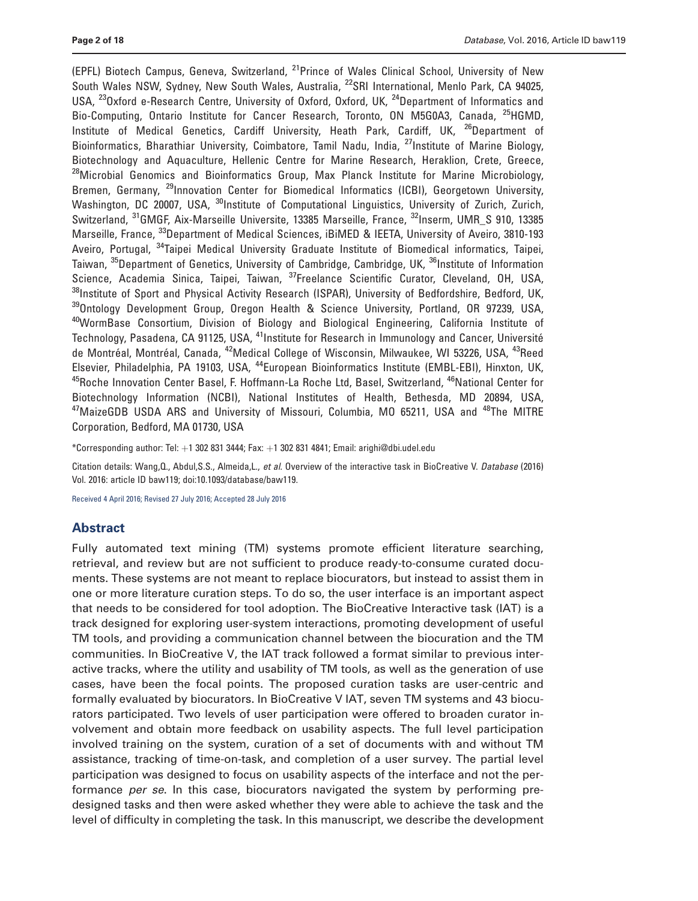(EPFL) Biotech Campus, Geneva, Switzerland, [21]Prince of Wales Clinical School, University of New South Wales NSW, Sydney, New South Wales, Australia, [22]SRI International, Menlo Park, CA 94025, USA, [23]Oxford e-Research Centre, University of Oxford, Oxford, UK, [24]Department of Informatics and Bio-Computing, Ontario Institute for Cancer Research, Toronto, ON M5G0A3, Canada, [25]HGMD, Institute of Medical Genetics, Cardiff University, Heath Park, Cardiff, UK, [26]Department of Bioinformatics, Bharathiar University, Coimbatore, Tamil Nadu, India, [27]Institute of Marine Biology, Biotechnology and Aquaculture, Hellenic Centre for Marine Research, Heraklion, Crete, Greece, [28]Microbial Genomics and Bioinformatics Group, Max Planck Institute for Marine Microbiology, Bremen, Germany, [29]Innovation Center for Biomedical Informatics (ICBI), Georgetown University, Washington, DC 20007, USA, [30]Institute of Computational Linguistics, University of Zurich, Zurich, Switzerland, [31]GMGF, Aix-Marseille Universite, 13385 Marseille, France, [32]Inserm, UMR_S 910, 13385 Marseille, France, [33]Department of Medical Sciences, iBiMED & IEETA, University of Aveiro, 3810-193 Aveiro, Portugal, [34]Taipei Medical University Graduate Institute of Biomedical informatics, Taipei, Taiwan, [35]Department of Genetics, University of Cambridge, Cambridge, UK, [36]Institute of Information Science, Academia Sinica, Taipei, Taiwan, [37]Freelance Scientific Curator, Cleveland, OH, USA, [38]Institute of Sport and Physical Activity Research (ISPAR), University of Bedfordshire, Bedford, UK, [39]Ontology Development Group, Oregon Health & Science University, Portland, OR 97239, USA, [40]WormBase Consortium, Division of Biology and Biological Engineering, California Institute of Technology, Pasadena, CA 91125, USA, [41]Institute for Research in Immunology and Cancer, Université de Montréal, Montréal, Canada, [42]Medical College of Wisconsin, Milwaukee, WI 53226, USA, [43]Reed Elsevier, Philadelphia, PA 19103, USA, [44]European Bioinformatics Institute (EMBL-EBI), Hinxton, UK, [45]Roche Innovation Center Basel, F. Hoffmann-La Roche Ltd, Basel, Switzerland, [46]National Center for Biotechnology Information (NCBI), National Institutes of Health, Bethesda, MD 20894, USA, [47]MaizeGDB USDA ARS and University of Missouri, Columbia, MO 65211, USA and [48]The MITRE Corporation, Bedford, MA 01730, USA

*Corresponding author: Tel: +1 302 831 3444; Fax: +1 302 831 4841; Email: arighi@dbi.udel.edu

Citation details: Wang,Q., Abdul,S.S., Almeida,L., *et al.* Overview of the interactive task in BioCreative V. *Database* (2016) Vol. 2016: article ID baw119; doi:10.1093/database/baw119.

Received 4 April 2016; Revised 27 July 2016; Accepted 28 July 2016

## Abstract

Fully automated text mining (TM) systems promote efficient literature searching, retrieval, and review but are not sufficient to produce ready-to-consume curated documents. These systems are not meant to replace biocurators, but instead to assist them in one or more literature curation steps. To do so, the user interface is an important aspect that needs to be considered for tool adoption. The BioCreative Interactive task (IAT) is a track designed for exploring user-system interactions, promoting development of useful TM tools, and providing a communication channel between the biocuration and the TM communities. In BioCreative V, the IAT track followed a format similar to previous interactive tracks, where the utility and usability of TM tools, as well as the generation of use cases, have been the focal points. The proposed curation tasks are user-centric and formally evaluated by biocurators. In BioCreative V IAT, seven TM systems and 43 biocurators participated. Two levels of user participation were offered to broaden curator involvement and obtain more feedback on usability aspects. The full level participation involved training on the system, curation of a set of documents with and without TM assistance, tracking of time-on-task, and completion of a user survey. The partial level participation was designed to focus on usability aspects of the interface and not the performance *per se*. In this case, biocurators navigated the system by performing predesigned tasks and then were asked whether they were able to achieve the task and the level of difficulty in completing the task. In this manuscript, we describe the development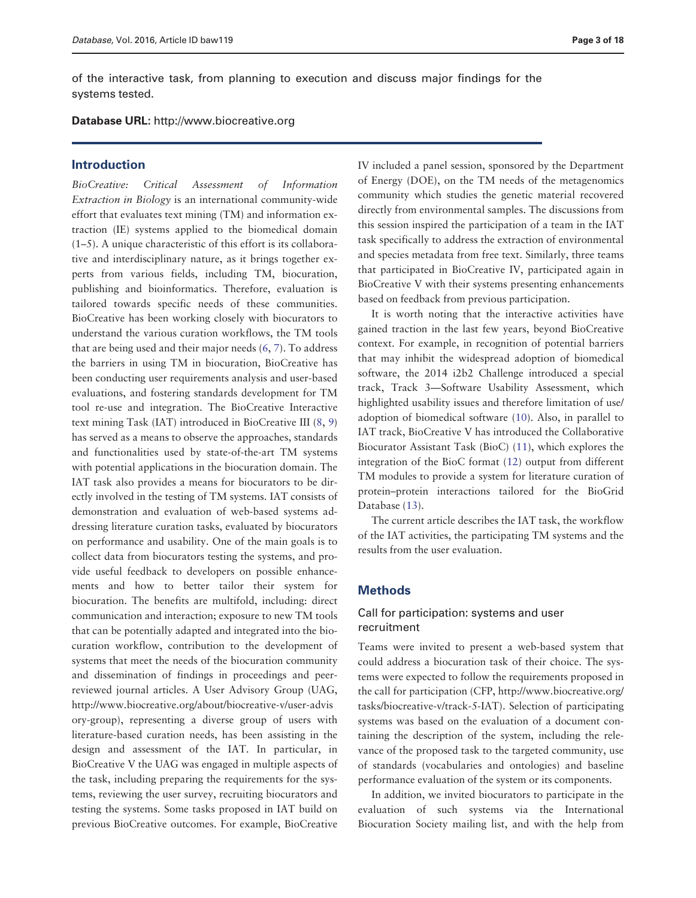of the interactive task, from planning to execution and discuss major findings for the systems tested.

**Database URL:** http://www.biocreative.org

## Introduction

*BioCreative: Critical Assessment of Information Extraction in Biology* is an international community-wide effort that evaluates text mining (TM) and information extraction (IE) systems applied to the biomedical domain (1–5). A unique characteristic of this effort is its collaborative and interdisciplinary nature, as it brings together experts from various fields, including TM, biocuration, publishing and bioinformatics. Therefore, evaluation is tailored towards specific needs of these communities. BioCreative has been working closely with biocurators to understand the various curation workflows, the TM tools that are being used and their major needs (6, 7). To address the barriers in using TM in biocuration, BioCreative has been conducting user requirements analysis and user-based evaluations, and fostering standards development for TM tool re-use and integration. The BioCreative Interactive text mining Task (IAT) introduced in BioCreative III (8, 9) has served as a means to observe the approaches, standards and functionalities used by state-of-the-art TM systems with potential applications in the biocuration domain. The IAT task also provides a means for biocurators to be directly involved in the testing of TM systems. IAT consists of demonstration and evaluation of web-based systems addressing literature curation tasks, evaluated by biocurators on performance and usability. One of the main goals is to collect data from biocurators testing the systems, and provide useful feedback to developers on possible enhancements and how to better tailor their system for biocuration. The benefits are multifold, including: direct communication and interaction; exposure to new TM tools that can be potentially adapted and integrated into the biocuration workflow, contribution to the development of systems that meet the needs of the biocuration community and dissemination of findings in proceedings and peer-reviewed journal articles. A User Advisory Group (UAG, http://www.biocreative.org/about/biocreative-v/user-advisory-group), representing a diverse group of users with literature-based curation needs, has been assisting in the design and assessment of the IAT. In particular, in BioCreative V the UAG was engaged in multiple aspects of the task, including preparing the requirements for the systems, reviewing the user survey, recruiting biocurators and testing the systems. Some tasks proposed in IAT build on previous BioCreative outcomes. For example, BioCreative IV included a panel session, sponsored by the Department of Energy (DOE), on the TM needs of the metagenomics community which studies the genetic material recovered directly from environmental samples. The discussions from this session inspired the participation of a team in the IAT task specifically to address the extraction of environmental and species metadata from free text. Similarly, three teams that participated in BioCreative IV, participated again in BioCreative V with their systems presenting enhancements based on feedback from previous participation.

It is worth noting that the interactive activities have gained traction in the last few years, beyond BioCreative context. For example, in recognition of potential barriers that may inhibit the widespread adoption of biomedical software, the 2014 i2b2 Challenge introduced a special track, Track 3—Software Usability Assessment, which highlighted usability issues and therefore limitation of use/adoption of biomedical software (10). Also, in parallel to IAT track, BioCreative V has introduced the Collaborative Biocurator Assistant Task (BioC) (11), which explores the integration of the BioC format (12) output from different TM modules to provide a system for literature curation of protein–protein interactions tailored for the BioGrid Database (13).

The current article describes the IAT task, the workflow of the IAT activities, the participating TM systems and the results from the user evaluation.

## Methods

### Call for participation: systems and user recruitment

Teams were invited to present a web-based system that could address a biocuration task of their choice. The systems were expected to follow the requirements proposed in the call for participation (CFP, http://www.biocreative.org/tasks/biocreative-v/track-5-IAT). Selection of participating systems was based on the evaluation of a document containing the description of the system, including the relevance of the proposed task to the targeted community, use of standards (vocabularies and ontologies) and baseline performance evaluation of the system or its components.

In addition, we invited biocurators to participate in the evaluation of such systems via the International Biocuration Society mailing list, and with the help from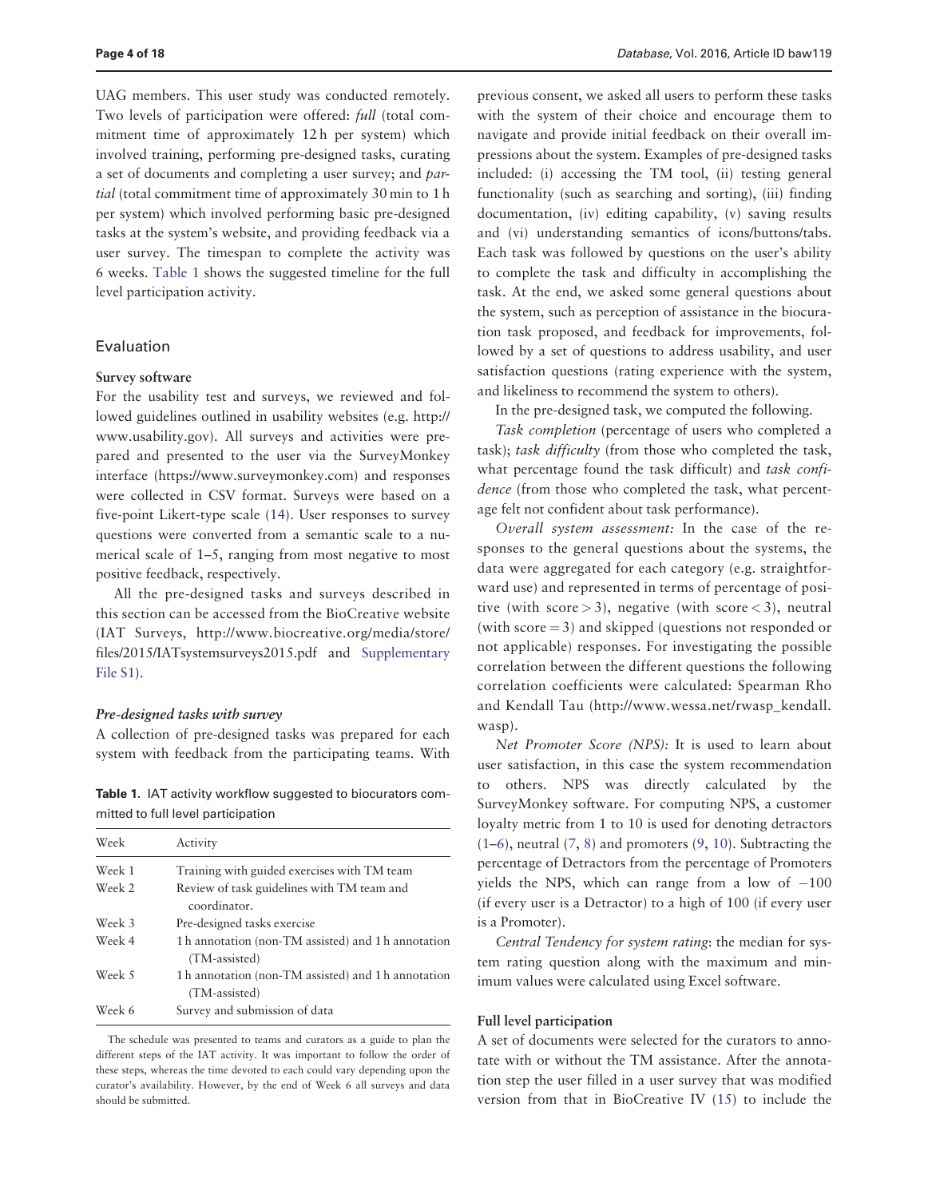UAG members. This user study was conducted remotely. Two levels of participation were offered: *full* (total commitment time of approximately 12 h per system) which involved training, performing pre-designed tasks, curating a set of documents and completing a user survey; and *partial* (total commitment time of approximately 30 min to 1 h per system) which involved performing basic pre-designed tasks at the system's website, and providing feedback via a user survey. The timespan to complete the activity was 6 weeks. Table 1 shows the suggested timeline for the full level participation activity.

## Evaluation

### Survey software

For the usability test and surveys, we reviewed and followed guidelines outlined in usability websites (e.g. http://www.usability.gov). All surveys and activities were prepared and presented to the user via the SurveyMonkey interface (https://www.surveymonkey.com) and responses were collected in CSV format. Surveys were based on a five-point Likert-type scale (14). User responses to survey questions were converted from a semantic scale to a numerical scale of 1–5, ranging from most negative to most positive feedback, respectively.

All the pre-designed tasks and surveys described in this section can be accessed from the BioCreative website (IAT Surveys, http://www.biocreative.org/media/store/files/2015/IATsystemsurveys2015.pdf and Supplementary File S1).

### *Pre-designed tasks with survey*

A collection of pre-designed tasks was prepared for each system with feedback from the participating teams. With previous consent, we asked all users to perform these tasks with the system of their choice and encourage them to navigate and provide initial feedback on their overall impressions about the system. Examples of pre-designed tasks included: (i) accessing the TM tool, (ii) testing general functionality (such as searching and sorting), (iii) finding documentation, (iv) editing capability, (v) saving results and (vi) understanding semantics of icons/buttons/tabs. Each task was followed by questions on the user's ability to complete the task and difficulty in accomplishing the task. At the end, we asked some general questions about the system, such as perception of assistance in the biocuration task proposed, and feedback for improvements, followed by a set of questions to address usability, and user satisfaction questions (rating experience with the system, and likeliness to recommend the system to others).

In the pre-designed task, we computed the following.

*Task completion* (percentage of users who completed a task); *task difficulty* (from those who completed the task, what percentage found the task difficult) and *task confidence* (from those who completed the task, what percentage felt not confident about task performance).

*Overall system assessment:* In the case of the responses to the general questions about the systems, the data were aggregated for each category (e.g. straightforward use) and represented in terms of percentage of positive (with score > 3), negative (with score < 3), neutral (with score = 3) and skipped (questions not responded or not applicable) responses. For investigating the possible correlation between the different questions the following correlation coefficients were calculated: Spearman Rho and Kendall Tau (http://www.wessa.net/rwasp_kendall.wasp).

*Net Promoter Score (NPS):* It is used to learn about user satisfaction, in this case the system recommendation to others. NPS was directly calculated by the SurveyMonkey software. For computing NPS, a customer loyalty metric from 1 to 10 is used for denoting detractors (1–6), neutral (7, 8) and promoters (9, 10). Subtracting the percentage of Detractors from the percentage of Promoters yields the NPS, which can range from a low of −100 (if every user is a Detractor) to a high of 100 (if every user is a Promoter).

*Central Tendency for system rating*: the median for system rating question along with the maximum and minimum values were calculated using Excel software.

**Table 1.** IAT activity workflow suggested to biocurators committed to full level participation

| Week | Activity |
|---|---|
| Week 1 | Training with guided exercises with TM team |
| Week 2 | Review of task guidelines with TM team and coordinator. |
| Week 3 | Pre-designed tasks exercise |
| Week 4 | 1 h annotation (non-TM assisted) and 1 h annotation (TM-assisted) |
| Week 5 | 1 h annotation (non-TM assisted) and 1 h annotation (TM-assisted) |
| Week 6 | Survey and submission of data |

The schedule was presented to teams and curators as a guide to plan the different steps of the IAT activity. It was important to follow the order of these steps, whereas the time devoted to each could vary depending upon the curator's availability. However, by the end of Week 6 all surveys and data should be submitted.

### Full level participation

A set of documents were selected for the curators to annotate with or without the TM assistance. After the annotation step the user filled in a user survey that was modified version from that in BioCreative IV (15) to include the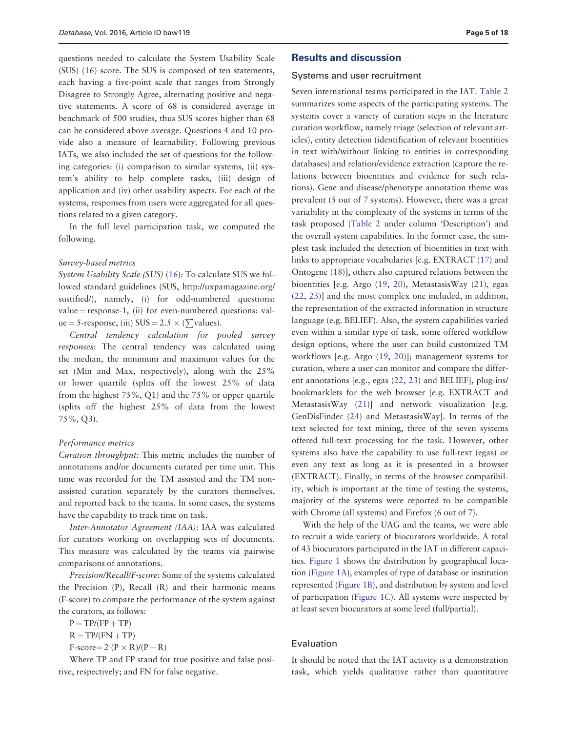questions needed to calculate the System Usability Scale (SUS) (16) score. The SUS is composed of ten statements, each having a five-point scale that ranges from Strongly Disagree to Strongly Agree, alternating positive and negative statements. A score of 68 is considered average in benchmark of 500 studies, thus SUS scores higher than 68 can be considered above average. Questions 4 and 10 provide also a measure of learnability. Following previous IATs, we also included the set of questions for the following categories: (i) comparison to similar systems, (ii) system's ability to help complete tasks, (iii) design of application and (iv) other usability aspects. For each of the systems, responses from users were aggregated for all questions related to a given category.

In the full level participation task, we computed the following.

*Survey-based metrics*

*System Usability Scale (SUS)* (16)*:* To calculate SUS we followed standard guidelines (SUS, http://uxpamagazine.org/sustified/), namely, (i) for odd-numbered questions: value = response-1, (ii) for even-numbered questions: value = 5-response, (iii) SUS = 2.5 × ($\sum$values).

*Central tendency calculation for pooled survey responses:* The central tendency was calculated using the median, the minimum and maximum values for the set (Min and Max, respectively), along with the 25% or lower quartile (splits off the lowest 25% of data from the highest 75%, Q1) and the 75% or upper quartile (splits off the highest 25% of data from the lowest 75%, Q3).

*Performance metrics*

*Curation throughput:* This metric includes the number of annotations and/or documents curated per time unit. This time was recorded for the TM assisted and the TM non-assisted curation separately by the curators themselves, and reported back to the teams. In some cases, the systems have the capability to track time on task.

*Inter-Annotator Agreement (IAA):* IAA was calculated for curators working on overlapping sets of documents. This measure was calculated by the teams via pairwise comparisons of annotations.

*Precision/Recall/F-score*: Some of the systems calculated the Precision (P), Recall (R) and their harmonic means (F-score) to compare the performance of the system against the curators, as follows:

$P = TP/(FP + TP)$

$R = TP/(FN + TP)$

$\text{F-score} = 2\,(P \times R)/(P + R)$

Where TP and FP stand for true positive and false positive, respectively; and FN for false negative.

## Results and discussion

### Systems and user recruitment

Seven international teams participated in the IAT. Table 2 summarizes some aspects of the participating systems. The systems cover a variety of curation steps in the literature curation workflow, namely triage (selection of relevant articles), entity detection (identification of relevant bioentities in text with/without linking to entities in corresponding databases) and relation/evidence extraction (capture the relations between bioentities and evidence for such relations). Gene and disease/phenotype annotation theme was prevalent (5 out of 7 systems). However, there was a great variability in the complexity of the systems in terms of the task proposed (Table 2 under column 'Description') and the overall system capabilities. In the former case, the simplest task included the detection of bioentities in text with links to appropriate vocabularies [e.g. EXTRACT (17) and Ontogene (18)], others also captured relations between the bioentities [e.g. Argo (19, 20), MetastasisWay (21), egas (22, 23)] and the most complex one included, in addition, the representation of the extracted information in structure language (e.g. BELIEF). Also, the system capabilities varied even within a similar type of task, some offered workflow design options, where the user can build customized TM workflows [e.g. Argo (19, 20)]; management systems for curation, where a user can monitor and compare the different annotations [e.g., egas (22, 23) and BELIEF], plug-ins/bookmarklets for the web browser [e.g. EXTRACT and MetastasisWay (21)] and network visualization [e.g. GenDisFinder (24) and MetastasisWay]. In terms of the text selected for text mining, three of the seven systems offered full-text processing for the task. However, other systems also have the capability to use full-text (egas) or even any text as long as it is presented in a browser (EXTRACT). Finally, in terms of the browser compatibility, which is important at the time of testing the systems, majority of the systems were reported to be compatible with Chrome (all systems) and Firefox (6 out of 7).

With the help of the UAG and the teams, we were able to recruit a wide variety of biocurators worldwide. A total of 43 biocurators participated in the IAT in different capacities. Figure 1 shows the distribution by geographical location (Figure 1A), examples of type of database or institution represented (Figure 1B), and distribution by system and level of participation (Figure 1C). All systems were inspected by at least seven biocurators at some level (full/partial).

### Evaluation

It should be noted that the IAT activity is a demonstration task, which yields qualitative rather than quantitative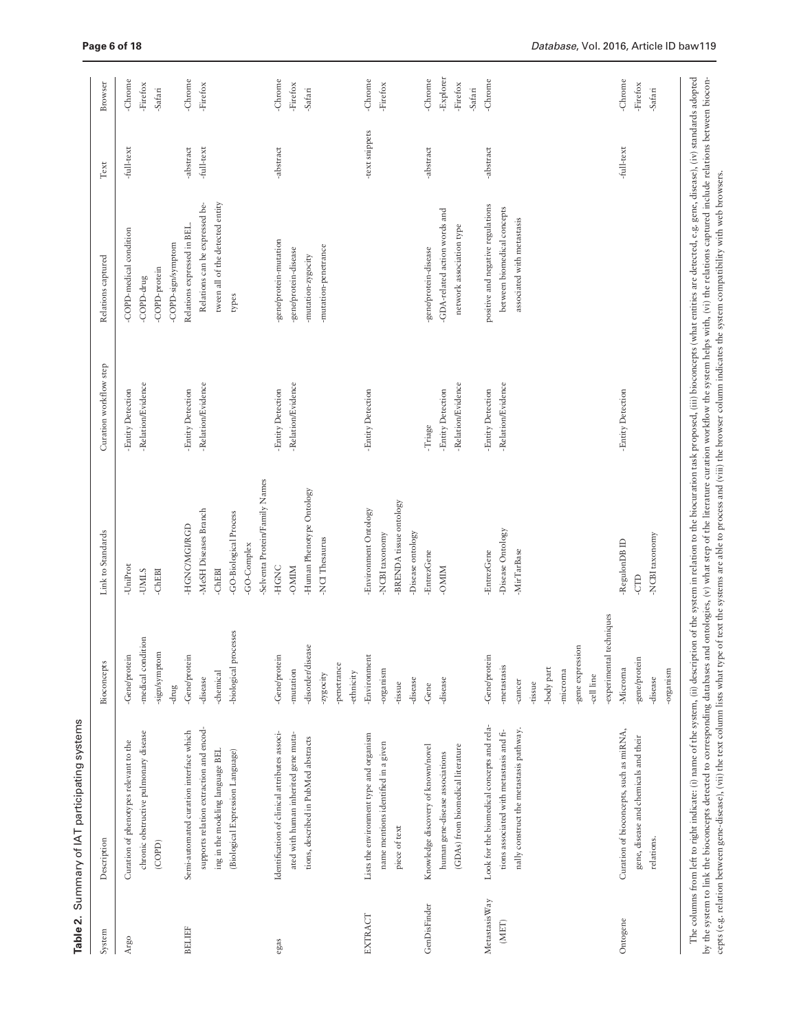**Table 2.** Summary of IAT participating systems

| System | Description | Bioconcepts | Link to Standards | Curation workflow step | Relations captured | Text | Browser |
|---|---|---|---|---|---|---|---|
| Argo | Curation of phenotypes relevant to the chronic obstructive pulmonary disease (COPD) | -Gene/protein<br>-medical condition<br>-sign/symptom<br>-drug | -UniProt<br>-UMLS<br>-ChEBI | -Entity Detection<br>-Relation/Evidence | -COPD-medical condition<br>-COPD-drug<br>-COPD-protein<br>-COPD-sign/symptom | -full-text | -Chrome<br>-Firefox<br>-Safari |
| BELIEF | Semi-automated curation interface which supports relation extraction and encoding in the modeling language BEL (Biological Expression Language) | -Gene/protein<br>-disease<br>-chemical<br>-biological processes | -HGNC/MGI/RGD<br>-MeSH Diseases Branch<br>-ChEBI<br>-GO-Biological Process<br>-GO-Complex<br>-Selventa Protein/Family Names | -Entity Detection<br>-Relation/Evidence | Relations expressed in BEL. Relations can be expressed between all of the detected entity types | -abstract<br>-full-text | -Chrome<br>-Firefox |
| egas | Identification of clinical attributes associated with human inherited gene mutations, described in PubMed abstracts | -Gene/protein<br>-mutation<br>-disorder/disease<br>-zygocity<br>-penetrance<br>-ethnicity | -HGNC<br>-OMIM<br>-Human Phenotype Ontology<br>-NCI Thesaurus | -Entity Detection<br>-Relation/Evidence | -gene/protein-mutation<br>-gene/protein-disease<br>-mutation-zygocity<br>-mutation-penetrance | -abstract | -Chrome<br>-Firefox<br>-Safari |
| EXTRACT | Lists the environment type and organism name mentions identified in a given piece of text | -Environment<br>-organism<br>-tissue<br>-disease | -Environment Ontology<br>-NCBI taxonomy<br>-BRENDA tissue ontology<br>-Disease ontology | -Entity Detection | | -text snippets | -Chrome<br>-Firefox |
| GenDisFinder | Knowledge discovery of known/novel human gene-disease associations (GDAs) from biomedical literature | -Gene<br>-disease | -EntrezGene<br>-OMIM | -Triage<br>-Entity Detection<br>-Relation/Evidence | -gene/protein-disease<br>-GDA-related action words and network association type | -abstract | -Chrome<br>-Explorer<br>-Firefox<br>-Safari |
| MetastasisWay (MET) | Look for the biomedical concepts and relations associated with metastasis and finally construct the metastasis pathway. | -Gene/protein<br>-metastasis<br>-cancer<br>-tissue<br>-body part<br>-microrna<br>-gene expression<br>-cell line<br>-experimental techniques | -EntrezGene<br>-Disease Ontology<br>-MirTarBase | -Entity Detection<br>-Relation/Evidence | positive and negative regulations between biomedical concepts associated with metastasis | -abstract | -Chrome |
| Ontogene | Curation of bioconcepts, such as miRNA, gene, disease and chemicals and their relations. | -Microrna<br>-gene/protein<br>-disease<br>-organism | -RegulonDB ID<br>-CTD<br>-NCBI taxonomy | -Entity Detection | | -full-text | -Chrome<br>-Firefox<br>-Safari |

The columns from left to right indicate: (i) name of the system, (ii) description of the system in relation to the biocuration task proposed, (iii) bioconcepts (what entities are detected, e.g. gene, disease), (iv) standards adopted by the system to link the bioconcepts detected to corresponding databases and ontologies, (v) what step of the literature curation workflow the system helps with, (vi) the relations captured include relations between bioconcepts (e.g. relation between gene-disease), (vii) the text column lists what type of text the systems are able to process and (viii) the browser column indicates the system compatibility with web browsers.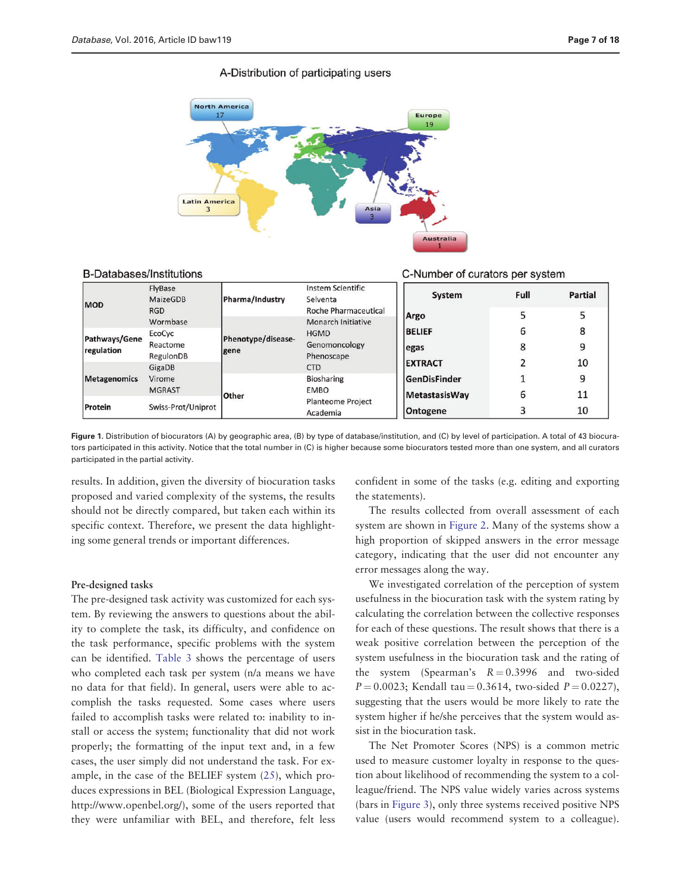A-Distribution of participating users

North America 17
Europe 19
Latin America 3
Asia 3
Australia 1

B-Databases/Institutions

| | | | |
|---|---|---|---|
| MOD | FlyBase, MaizeGDB, RGD, Wormbase | Pharma/Industry | Instem Scientific, Selventa, Roche Pharmaceutical |
| Pathways/Gene regulation | EcoCyc, Reactome, RegulonDB | Phenotype/disease-gene | Monarch Initiative, HGMD, Genomoncology, Phenoscape, CTD |
| Metagenomics | GigaDB, Virome, MGRAST | Other | Biosharing, EMBO, Planteome Project, Academia |
| Protein | Swiss-Prot/Uniprot | | |

C-Number of curators per system

| System | Full | Partial |
|---|---|---|
| Argo | 5 | 5 |
| BELIEF | 6 | 8 |
| egas | 8 | 9 |
| EXTRACT | 2 | 10 |
| GenDisFinder | 1 | 9 |
| MetastasisWay | 6 | 11 |
| Ontogene | 3 | 10 |

**Figure 1.** Distribution of biocurators (A) by geographic area, (B) by type of database/institution, and (C) by level of participation. A total of 43 biocurators participated in this activity. Notice that the total number in (C) is higher because some biocurators tested more than one system, and all curators participated in the partial activity.

results. In addition, given the diversity of biocuration tasks proposed and varied complexity of the systems, the results should not be directly compared, but taken each within its specific context. Therefore, we present the data highlighting some general trends or important differences.

### Pre-designed tasks

The pre-designed task activity was customized for each system. By reviewing the answers to questions about the ability to complete the task, its difficulty, and confidence on the task performance, specific problems with the system can be identified. Table 3 shows the percentage of users who completed each task per system (n/a means we have no data for that field). In general, users were able to accomplish the tasks requested. Some cases where users failed to accomplish tasks were related to: inability to install or access the system; functionality that did not work properly; the formatting of the input text and, in a few cases, the user simply did not understand the task. For example, in the case of the BELIEF system (25), which produces expressions in BEL (Biological Expression Language, http://www.openbel.org/), some of the users reported that they were unfamiliar with BEL, and therefore, felt less confident in some of the tasks (e.g. editing and exporting the statements).

The results collected from overall assessment of each system are shown in Figure 2. Many of the systems show a high proportion of skipped answers in the error message category, indicating that the user did not encounter any error messages along the way.

We investigated correlation of the perception of system usefulness in the biocuration task with the system rating by calculating the correlation between the collective responses for each of these questions. The result shows that there is a weak positive correlation between the perception of the system usefulness in the biocuration task and the rating of the system (Spearman's $R = 0.3996$ and two-sided $P = 0.0023$; Kendall tau $= 0.3614$, two-sided $P = 0.0227$), suggesting that the users would be more likely to rate the system higher if he/she perceives that the system would assist in the biocuration task.

The Net Promoter Scores (NPS) is a common metric used to measure customer loyalty in response to the question about likelihood of recommending the system to a colleague/friend. The NPS value widely varies across systems (bars in Figure 3), only three systems received positive NPS value (users would recommend system to a colleague).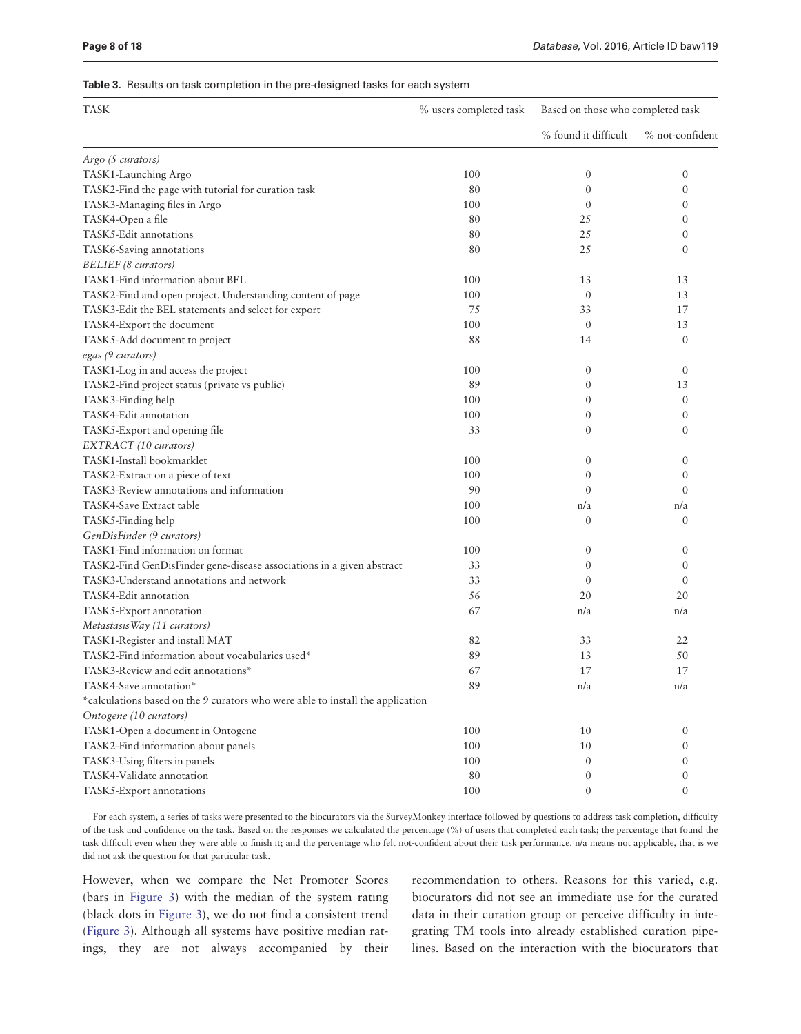**Table 3.** Results on task completion in the pre-designed tasks for each system

| TASK | % users completed task | Based on those who completed task | |
|---|---|---|---|
| | | % found it difficult | % not-confident |
| *Argo (5 curators)* | | | |
| TASK1-Launching Argo | 100 | 0 | 0 |
| TASK2-Find the page with tutorial for curation task | 80 | 0 | 0 |
| TASK3-Managing files in Argo | 100 | 0 | 0 |
| TASK4-Open a file | 80 | 25 | 0 |
| TASK5-Edit annotations | 80 | 25 | 0 |
| TASK6-Saving annotations | 80 | 25 | 0 |
| *BELIEF (8 curators)* | | | |
| TASK1-Find information about BEL | 100 | 13 | 13 |
| TASK2-Find and open project. Understanding content of page | 100 | 0 | 13 |
| TASK3-Edit the BEL statements and select for export | 75 | 33 | 17 |
| TASK4-Export the document | 100 | 0 | 13 |
| TASK5-Add document to project | 88 | 14 | 0 |
| *egas (9 curators)* | | | |
| TASK1-Log in and access the project | 100 | 0 | 0 |
| TASK2-Find project status (private vs public) | 89 | 0 | 13 |
| TASK3-Finding help | 100 | 0 | 0 |
| TASK4-Edit annotation | 100 | 0 | 0 |
| TASK5-Export and opening file | 33 | 0 | 0 |
| *EXTRACT (10 curators)* | | | |
| TASK1-Install bookmarklet | 100 | 0 | 0 |
| TASK2-Extract on a piece of text | 100 | 0 | 0 |
| TASK3-Review annotations and information | 90 | 0 | 0 |
| TASK4-Save Extract table | 100 | n/a | n/a |
| TASK5-Finding help | 100 | 0 | 0 |
| *GenDisFinder (9 curators)* | | | |
| TASK1-Find information on format | 100 | 0 | 0 |
| TASK2-Find GenDisFinder gene-disease associations in a given abstract | 33 | 0 | 0 |
| TASK3-Understand annotations and network | 33 | 0 | 0 |
| TASK4-Edit annotation | 56 | 20 | 20 |
| TASK5-Export annotation | 67 | n/a | n/a |
| *MetastasisWay (11 curators)* | | | |
| TASK1-Register and install MAT | 82 | 33 | 22 |
| TASK2-Find information about vocabularies used* | 89 | 13 | 50 |
| TASK3-Review and edit annotations* | 67 | 17 | 17 |
| TASK4-Save annotation* | 89 | n/a | n/a |
| *calculations based on the 9 curators who were able to install the application | | | |
| *Ontogene (10 curators)* | | | |
| TASK1-Open a document in Ontogene | 100 | 10 | 0 |
| TASK2-Find information about panels | 100 | 10 | 0 |
| TASK3-Using filters in panels | 100 | 0 | 0 |
| TASK4-Validate annotation | 80 | 0 | 0 |
| TASK5-Export annotations | 100 | 0 | 0 |

For each system, a series of tasks were presented to the biocurators via the SurveyMonkey interface followed by questions to address task completion, difficulty of the task and confidence on the task. Based on the responses we calculated the percentage (%) of users that completed each task; the percentage that found the task difficult even when they were able to finish it; and the percentage who felt not-confident about their task performance. n/a means not applicable, that is we did not ask the question for that particular task.

However, when we compare the Net Promoter Scores (bars in Figure 3) with the median of the system rating (black dots in Figure 3), we do not find a consistent trend (Figure 3). Although all systems have positive median ratings, they are not always accompanied by their recommendation to others. Reasons for this varied, e.g. biocurators did not see an immediate use for the curated data in their curation group or perceive difficulty in integrating TM tools into already established curation pipelines. Based on the interaction with the biocurators that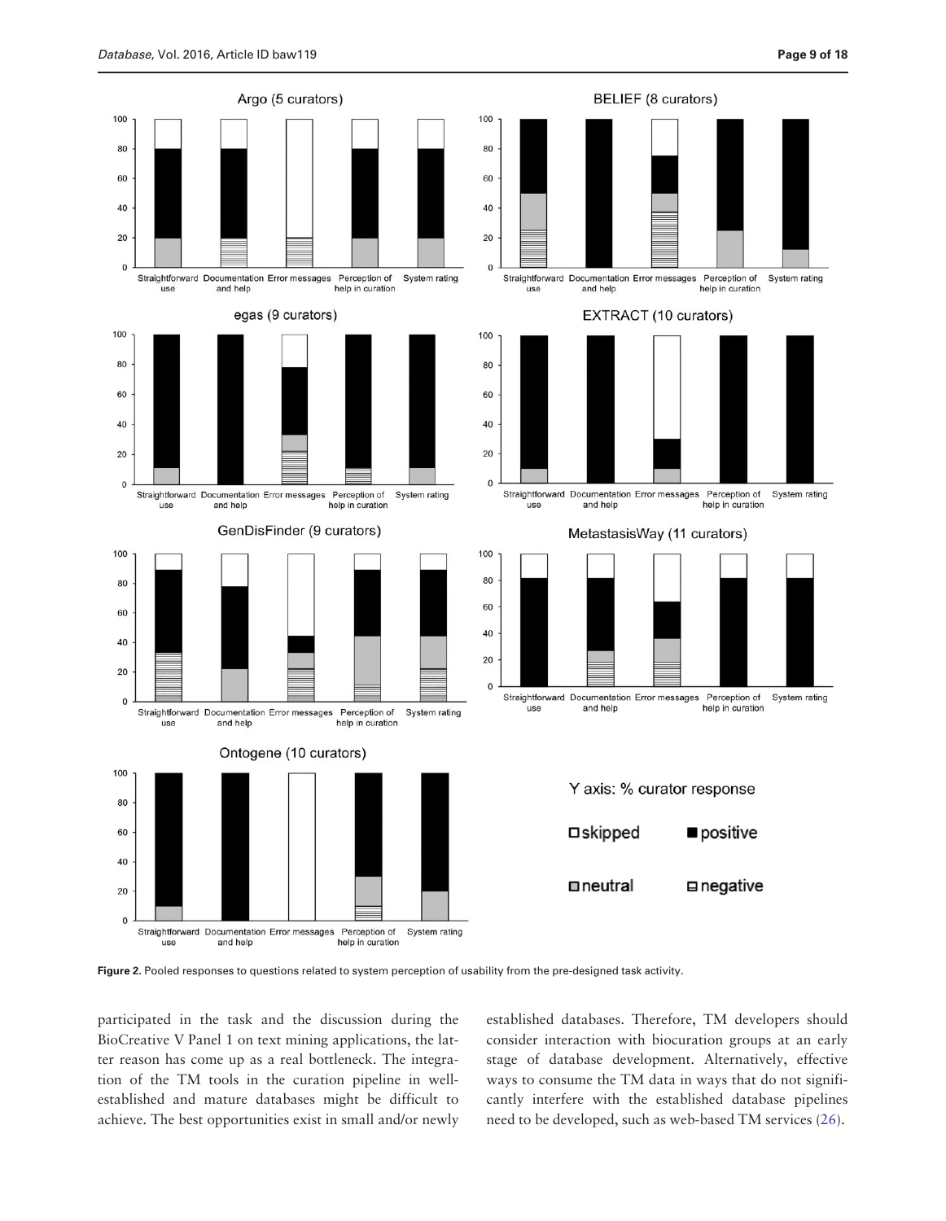**Figure 2.** Pooled responses to questions related to system perception of usability from the pre-designed task activity.

participated in the task and the discussion during the BioCreative V Panel 1 on text mining applications, the latter reason has come up as a real bottleneck. The integration of the TM tools in the curation pipeline in well-established and mature databases might be difficult to achieve. The best opportunities exist in small and/or newly established databases. Therefore, TM developers should consider interaction with biocuration groups at an early stage of database development. Alternatively, effective ways to consume the TM data in ways that do not significantly interfere with the established database pipelines need to be developed, such as web-based TM services (26).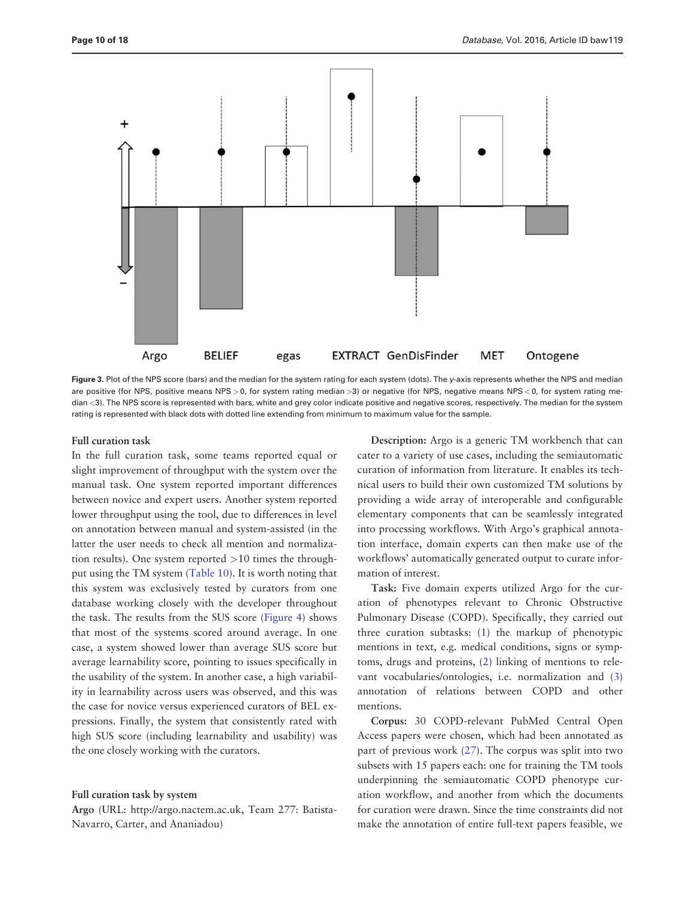+

−

Argo BELIEF egas EXTRACT GenDisFinder MET Ontogene

**Figure 3.** Plot of the NPS score (bars) and the median for the system rating for each system (dots). The *y*-axis represents whether the NPS and median are positive (for NPS, positive means NPS > 0, for system rating median >3) or negative (for NPS, negative means NPS < 0, for system rating median <3). The NPS score is represented with bars, white and grey color indicate positive and negative scores, respectively. The median for the system rating is represented with black dots with dotted line extending from minimum to maximum value for the sample.

#### Full curation task

In the full curation task, some teams reported equal or slight improvement of throughput with the system over the manual task. One system reported important differences between novice and expert users. Another system reported lower throughput using the tool, due to differences in level on annotation between manual and system-assisted (in the latter the user needs to check all mention and normalization results). One system reported >10 times the throughput using the TM system (Table 10). It is worth noting that this system was exclusively tested by curators from one database working closely with the developer throughout the task. The results from the SUS score (Figure 4) shows that most of the systems scored around average. In one case, a system showed lower than average SUS score but average learnability score, pointing to issues specifically in the usability of the system. In another case, a high variability in learnability across users was observed, and this was the case for novice versus experienced curators of BEL expressions. Finally, the system that consistently rated with high SUS score (including learnability and usability) was the one closely working with the curators.

#### Full curation task by system

**Argo** (URL: http://argo.nactem.ac.uk, Team 277: Batista-Navarro, Carter, and Ananiadou)

**Description:** Argo is a generic TM workbench that can cater to a variety of use cases, including the semiautomatic curation of information from literature. It enables its technical users to build their own customized TM solutions by providing a wide array of interoperable and configurable elementary components that can be seamlessly integrated into processing workflows. With Argo's graphical annotation interface, domain experts can then make use of the workflows' automatically generated output to curate information of interest.

**Task:** Five domain experts utilized Argo for the curation of phenotypes relevant to Chronic Obstructive Pulmonary Disease (COPD). Specifically, they carried out three curation subtasks: (1) the markup of phenotypic mentions in text, e.g. medical conditions, signs or symptoms, drugs and proteins, (2) linking of mentions to relevant vocabularies/ontologies, i.e. normalization and (3) annotation of relations between COPD and other mentions.

**Corpus:** 30 COPD-relevant PubMed Central Open Access papers were chosen, which had been annotated as part of previous work (27). The corpus was split into two subsets with 15 papers each: one for training the TM tools underpinning the semiautomatic COPD phenotype curation workflow, and another from which the documents for curation were drawn. Since the time constraints did not make the annotation of entire full-text papers feasible, we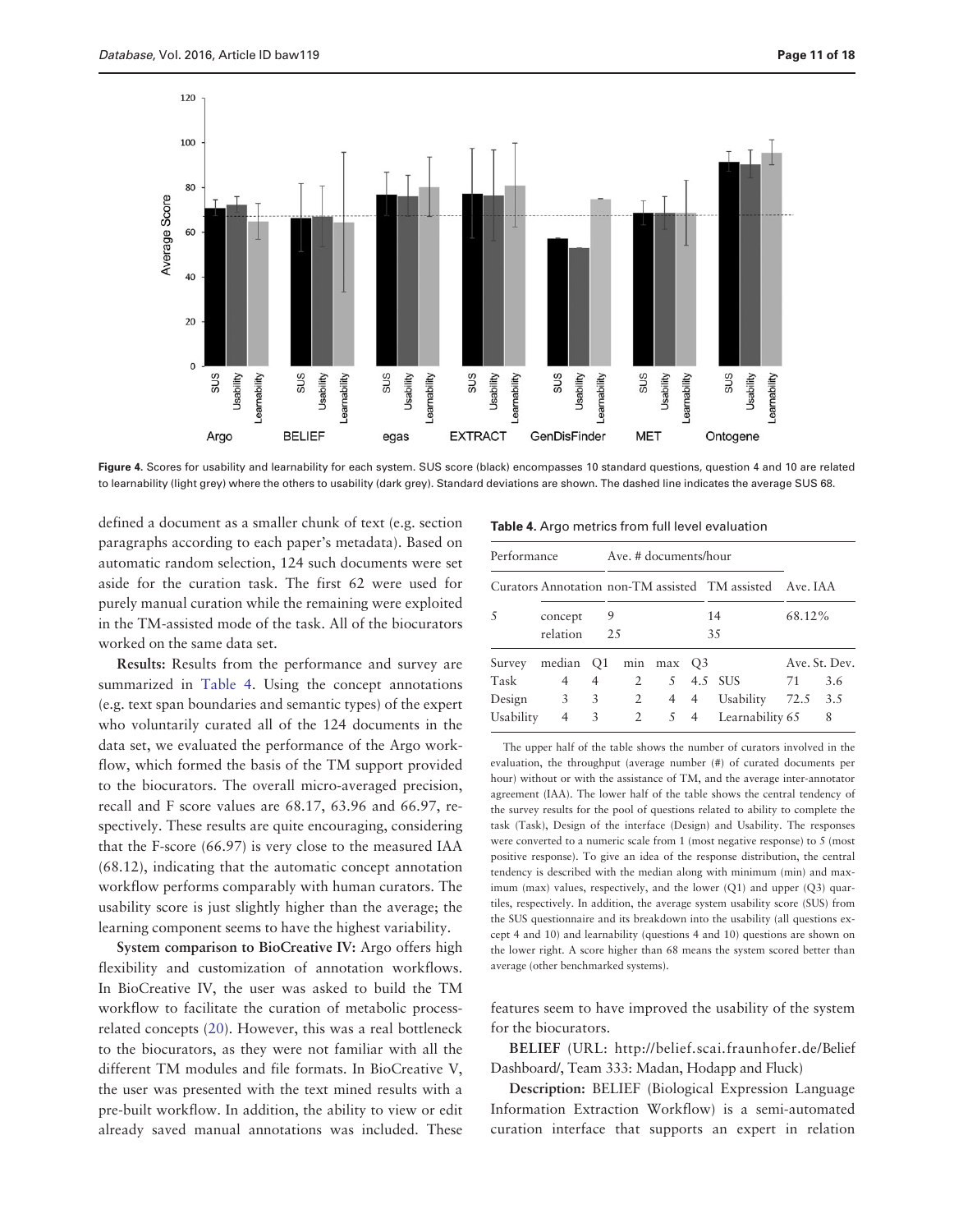Figure 4. Scores for usability and learnability for each system. SUS score (black) encompasses 10 standard questions, question 4 and 10 are related to learnability (light grey) where the others to usability (dark grey). Standard deviations are shown. The dashed line indicates the average SUS 68.

defined a document as a smaller chunk of text (e.g. section paragraphs according to each paper's metadata). Based on automatic random selection, 124 such documents were set aside for the curation task. The first 62 were used for purely manual curation while the remaining were exploited in the TM-assisted mode of the task. All of the biocurators worked on the same data set.

**Results:** Results from the performance and survey are summarized in Table 4. Using the concept annotations (e.g. text span boundaries and semantic types) of the expert who voluntarily curated all of the 124 documents in the data set, we evaluated the performance of the Argo workflow, which formed the basis of the TM support provided to the biocurators. The overall micro-averaged precision, recall and F score values are 68.17, 63.96 and 66.97, respectively. These results are quite encouraging, considering that the F-score (66.97) is very close to the measured IAA (68.12), indicating that the automatic concept annotation workflow performs comparably with human curators. The usability score is just slightly higher than the average; the learning component seems to have the highest variability.

**System comparison to BioCreative IV:** Argo offers high flexibility and customization of annotation workflows. In BioCreative IV, the user was asked to build the TM workflow to facilitate the curation of metabolic process-related concepts (20). However, this was a real bottleneck to the biocurators, as they were not familiar with all the different TM modules and file formats. In BioCreative V, the user was presented with the text mined results with a pre-built workflow. In addition, the ability to view or edit already saved manual annotations was included. These features seem to have improved the usability of the system for the biocurators.

**Table 4.** Argo metrics from full level evaluation

| Performance | | Ave. # documents/hour | | | | | | |
|---|---|---|---|---|---|---|---|---|
| Curators | Annotation | non-TM assisted | | | | TM assisted | Ave. IAA | |
| 5 | concept | 9 | | | | 14 | 68.12% | |
| | relation | 25 | | | | 35 | | |
| Survey | median | Q1 | min | max | Q3 | | Ave. | St. Dev. |
| Task | 4 | 4 | 2 | 5 | 4.5 | SUS | 71 | 3.6 |
| Design | 3 | 3 | 2 | 4 | 4 | Usability | 72.5 | 3.5 |
| Usability | 4 | 3 | 2 | 5 | 4 | Learnability | 65 | 8 |

The upper half of the table shows the number of curators involved in the evaluation, the throughput (average number (#) of curated documents per hour) without or with the assistance of TM, and the average inter-annotator agreement (IAA). The lower half of the table shows the central tendency of the survey results for the pool of questions related to ability to complete the task (Task), Design of the interface (Design) and Usability. The responses were converted to a numeric scale from 1 (most negative response) to 5 (most positive response). To give an idea of the response distribution, the central tendency is described with the median along with minimum (min) and maximum (max) values, respectively, and the lower (Q1) and upper (Q3) quartiles, respectively. In addition, the average system usability score (SUS) from the SUS questionnaire and its breakdown into the usability (all questions except 4 and 10) and learnability (questions 4 and 10) questions are shown on the lower right. A score higher than 68 means the system scored better than average (other benchmarked systems).

**BELIEF** (URL: http://belief.scai.fraunhofer.de/BeliefDashboard/, Team 333: Madan, Hodapp and Fluck)

**Description:** BELIEF (Biological Expression Language Information Extraction Workflow) is a semi-automated curation interface that supports an expert in relation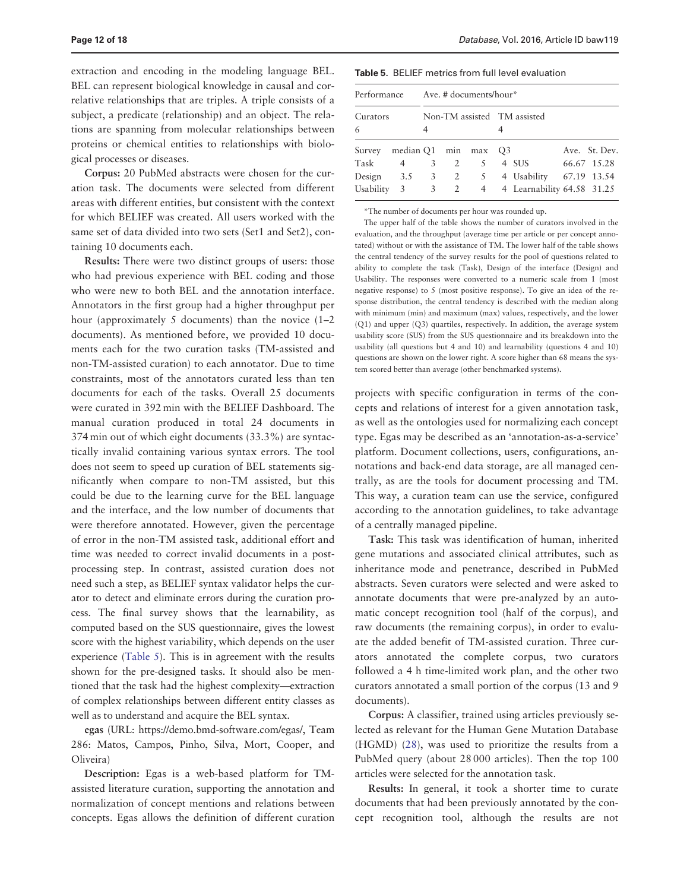extraction and encoding in the modeling language BEL. BEL can represent biological knowledge in causal and correlative relationships that are triples. A triple consists of a subject, a predicate (relationship) and an object. The relations are spanning from molecular relationships between proteins or chemical entities to relationships with biological processes or diseases.

**Corpus:** 20 PubMed abstracts were chosen for the curation task. The documents were selected from different areas with different entities, but consistent with the context for which BELIEF was created. All users worked with the same set of data divided into two sets (Set1 and Set2), containing 10 documents each.

**Results:** There were two distinct groups of users: those who had previous experience with BEL coding and those who were new to both BEL and the annotation interface. Annotators in the first group had a higher throughput per hour (approximately 5 documents) than the novice (1–2 documents). As mentioned before, we provided 10 documents each for the two curation tasks (TM-assisted and non-TM-assisted curation) to each annotator. Due to time constraints, most of the annotators curated less than ten documents for each of the tasks. Overall 25 documents were curated in 392 min with the BELIEF Dashboard. The manual curation produced in total 24 documents in 374 min out of which eight documents (33.3%) are syntactically invalid containing various syntax errors. The tool does not seem to speed up curation of BEL statements significantly when compare to non-TM assisted, but this could be due to the learning curve for the BEL language and the interface, and the low number of documents that were therefore annotated. However, given the percentage of error in the non-TM assisted task, additional effort and time was needed to correct invalid documents in a post-processing step. In contrast, assisted curation does not need such a step, as BELIEF syntax validator helps the curator to detect and eliminate errors during the curation process. The final survey shows that the learnability, as computed based on the SUS questionnaire, gives the lowest score with the highest variability, which depends on the user experience (Table 5). This is in agreement with the results shown for the pre-designed tasks. It should also be mentioned that the task had the highest complexity—extraction of complex relationships between different entity classes as well as to understand and acquire the BEL syntax.

**Table 5.** BELIEF metrics from full level evaluation

| Performance | | Ave. # documents/hour* | | | | | |
|---|---|---|---|---|---|---|---|
| Curators | | Non-TM assisted | | TM assisted | | | |
| 6 | | 4 | | 4 | | | |
| Survey | median | Q1 | min | max | Q3 | | Ave. | St. Dev. |
| Task | 4 | 3 | 2 | 5 | 4 | SUS | 66.67 | 15.28 |
| Design | 3.5 | 3 | 2 | 5 | 4 | Usability | 67.19 | 13.54 |
| Usability | 3 | 3 | 2 | 4 | 4 | Learnability | 64.58 | 31.25 |

*The number of documents per hour was rounded up.

The upper half of the table shows the number of curators involved in the evaluation, and the throughput (average time per article or per concept annotated) without or with the assistance of TM. The lower half of the table shows the central tendency of the survey results for the pool of questions related to ability to complete the task (Task), Design of the interface (Design) and Usability. The responses were converted to a numeric scale from 1 (most negative response) to 5 (most positive response). To give an idea of the response distribution, the central tendency is described with the median along with minimum (min) and maximum (max) values, respectively, and the lower (Q1) and upper (Q3) quartiles, respectively. In addition, the average system usability score (SUS) from the SUS questionnaire and its breakdown into the usability (all questions but 4 and 10) and learnability (questions 4 and 10) questions are shown on the lower right. A score higher than 68 means the system scored better than average (other benchmarked systems).

**egas** (URL: https://demo.bmd-software.com/egas/, Team 286: Matos, Campos, Pinho, Silva, Mort, Cooper, and Oliveira)

**Description:** Egas is a web-based platform for TM-assisted literature curation, supporting the annotation and normalization of concept mentions and relations between concepts. Egas allows the definition of different curation projects with specific configuration in terms of the concepts and relations of interest for a given annotation task, as well as the ontologies used for normalizing each concept type. Egas may be described as an 'annotation-as-a-service' platform. Document collections, users, configurations, annotations and back-end data storage, are all managed centrally, as are the tools for document processing and TM. This way, a curation team can use the service, configured according to the annotation guidelines, to take advantage of a centrally managed pipeline.

**Task:** This task was identification of human, inherited gene mutations and associated clinical attributes, such as inheritance mode and penetrance, described in PubMed abstracts. Seven curators were selected and were asked to annotate documents that were pre-analyzed by an automatic concept recognition tool (half of the corpus), and raw documents (the remaining corpus), in order to evaluate the added benefit of TM-assisted curation. Three curators annotated the complete corpus, two curators followed a 4 h time-limited work plan, and the other two curators annotated a small portion of the corpus (13 and 9 documents).

**Corpus:** A classifier, trained using articles previously selected as relevant for the Human Gene Mutation Database (HGMD) (28), was used to prioritize the results from a PubMed query (about 28 000 articles). Then the top 100 articles were selected for the annotation task.

**Results:** In general, it took a shorter time to curate documents that had been previously annotated by the concept recognition tool, although the results are not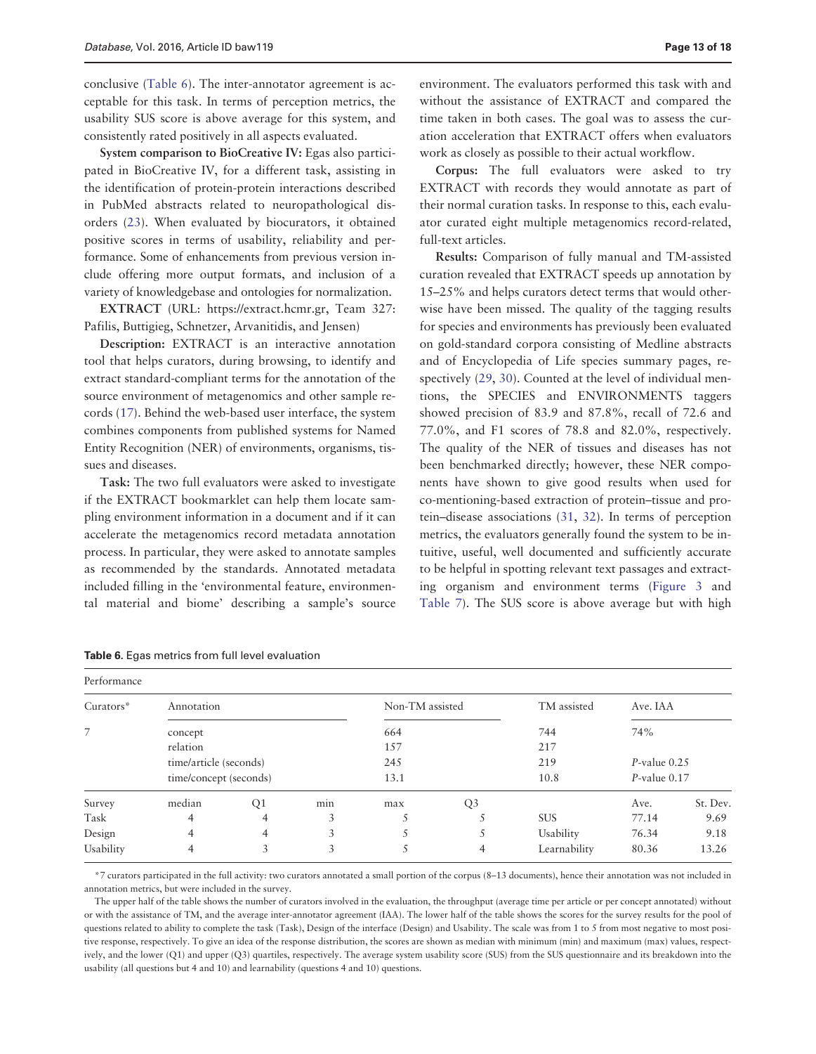conclusive (Table 6). The inter-annotator agreement is acceptable for this task. In terms of perception metrics, the usability SUS score is above average for this system, and consistently rated positively in all aspects evaluated.

**System comparison to BioCreative IV:** Egas also participated in BioCreative IV, for a different task, assisting in the identification of protein-protein interactions described in PubMed abstracts related to neuropathological disorders (23). When evaluated by biocurators, it obtained positive scores in terms of usability, reliability and performance. Some of enhancements from previous version include offering more output formats, and inclusion of a variety of knowledgebase and ontologies for normalization.

**EXTRACT** (URL: https://extract.hcmr.gr, Team 327: Pafilis, Buttigieg, Schnetzer, Arvanitidis, and Jensen)

**Description:** EXTRACT is an interactive annotation tool that helps curators, during browsing, to identify and extract standard-compliant terms for the annotation of the source environment of metagenomics and other sample records (17). Behind the web-based user interface, the system combines components from published systems for Named Entity Recognition (NER) of environments, organisms, tissues and diseases.

**Task:** The two full evaluators were asked to investigate if the EXTRACT bookmarklet can help them locate sampling environment information in a document and if it can accelerate the metagenomics record metadata annotation process. In particular, they were asked to annotate samples as recommended by the standards. Annotated metadata included filling in the 'environmental feature, environmental material and biome' describing a sample's source environment. The evaluators performed this task with and without the assistance of EXTRACT and compared the time taken in both cases. The goal was to assess the curation acceleration that EXTRACT offers when evaluators work as closely as possible to their actual workflow.

**Corpus:** The full evaluators were asked to try EXTRACT with records they would annotate as part of their normal curation tasks. In response to this, each evaluator curated eight multiple metagenomics record-related, full-text articles.

**Results:** Comparison of fully manual and TM-assisted curation revealed that EXTRACT speeds up annotation by 15–25% and helps curators detect terms that would otherwise have been missed. The quality of the tagging results for species and environments has previously been evaluated on gold-standard corpora consisting of Medline abstracts and of Encyclopedia of Life species summary pages, respectively (29, 30). Counted at the level of individual mentions, the SPECIES and ENVIRONMENTS taggers showed precision of 83.9 and 87.8%, recall of 72.6 and 77.0%, and F1 scores of 78.8 and 82.0%, respectively. The quality of the NER of tissues and diseases has not been benchmarked directly; however, these NER components have shown to give good results when used for co-mentioning-based extraction of protein–tissue and protein–disease associations (31, 32). In terms of perception metrics, the evaluators generally found the system to be intuitive, useful, well documented and sufficiently accurate to be helpful in spotting relevant text passages and extracting organism and environment terms (Figure 3 and Table 7). The SUS score is above average but with high

**Table 6.** Egas metrics from full level evaluation

| Performance | | | | | | | |
|---|---|---|---|---|---|---|---|
| Curators* | Annotation | | Non-TM assisted | | TM assisted | Ave. IAA | |
| 7 | concept | | 664 | | 744 | 74% | |
| | relation | | 157 | | 217 | | |
| | time/article (seconds) | | 245 | | 219 | $P$-value 0.25 | |
| | time/concept (seconds) | | 13.1 | | 10.8 | $P$-value 0.17 | |
| Survey | median | Q1 | min | max | Q3 | | Ave. | St. Dev. |
| Task | 4 | 4 | 3 | 5 | 5 | SUS | 77.14 | 9.69 |
| Design | 4 | 4 | 3 | 5 | 5 | Usability | 76.34 | 9.18 |
| Usability | 4 | 3 | 3 | 5 | 4 | Learnability | 80.36 | 13.26 |

*7 curators participated in the full activity: two curators annotated a small portion of the corpus (8–13 documents), hence their annotation was not included in annotation metrics, but were included in the survey.

The upper half of the table shows the number of curators involved in the evaluation, the throughput (average time per article or per concept annotated) without or with the assistance of TM, and the average inter-annotator agreement (IAA). The lower half of the table shows the scores for the survey results for the pool of questions related to ability to complete the task (Task), Design of the interface (Design) and Usability. The scale was from 1 to 5 from most negative to most positive response, respectively. To give an idea of the response distribution, the scores are shown as median with minimum (min) and maximum (max) values, respectively, and the lower (Q1) and upper (Q3) quartiles, respectively. The average system usability score (SUS) from the SUS questionnaire and its breakdown into the usability (all questions but 4 and 10) and learnability (questions 4 and 10) questions.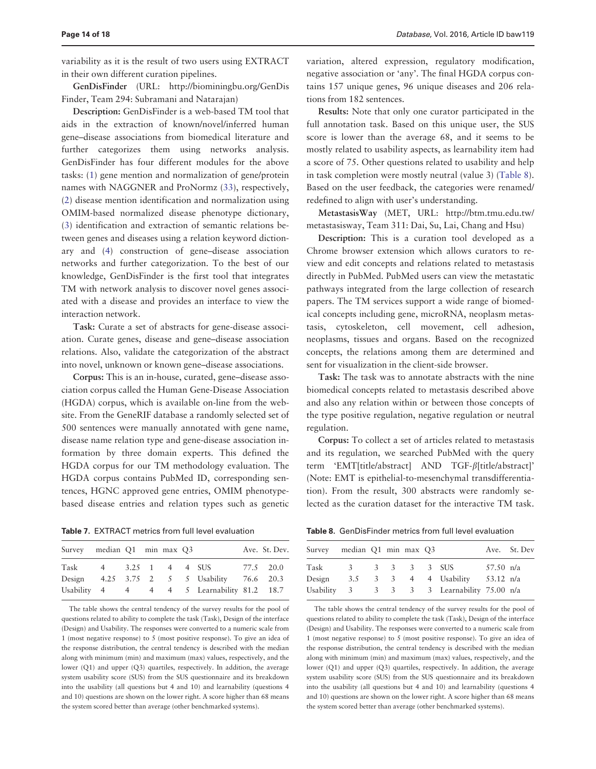variability as it is the result of two users using EXTRACT in their own different curation pipelines.

**GenDisFinder** (URL: http://biominingbu.org/GenDisFinder, Team 294: Subramani and Natarajan)

**Description:** GenDisFinder is a web-based TM tool that aids in the extraction of known/novel/inferred human gene–disease associations from biomedical literature and further categorizes them using networks analysis. GenDisFinder has four different modules for the above tasks: (1) gene mention and normalization of gene/protein names with NAGGNER and ProNormz (33), respectively, (2) disease mention identification and normalization using OMIM-based normalized disease phenotype dictionary, (3) identification and extraction of semantic relations between genes and diseases using a relation keyword dictionary and (4) construction of gene–disease association networks and further categorization. To the best of our knowledge, GenDisFinder is the first tool that integrates TM with network analysis to discover novel genes associated with a disease and provides an interface to view the interaction network.

**Task:** Curate a set of abstracts for gene-disease association. Curate genes, disease and gene–disease association relations. Also, validate the categorization of the abstract into novel, unknown or known gene–disease associations.

**Corpus:** This is an in-house, curated, gene–disease association corpus called the Human Gene-Disease Association (HGDA) corpus, which is available on-line from the website. From the GeneRIF database a randomly selected set of 500 sentences were manually annotated with gene name, disease name relation type and gene-disease association information by three domain experts. This defined the HGDA corpus for our TM methodology evaluation. The HGDA corpus contains PubMed ID, corresponding sentences, HGNC approved gene entries, OMIM phenotype-based disease entries and relation types such as genetic variation, altered expression, regulatory modification, negative association or 'any'. The final HGDA corpus contains 157 unique genes, 96 unique diseases and 206 relations from 182 sentences.

**Results:** Note that only one curator participated in the full annotation task. Based on this unique user, the SUS score is lower than the average 68, and it seems to be mostly related to usability aspects, as learnability item had a score of 75. Other questions related to usability and help in task completion were mostly neutral (value 3) (Table 8). Based on the user feedback, the categories were renamed/redefined to align with user's understanding.

**MetastasisWay** (MET, URL: http://btm.tmu.edu.tw/metastasisway, Team 311: Dai, Su, Lai, Chang and Hsu)

**Description:** This is a curation tool developed as a Chrome browser extension which allows curators to review and edit concepts and relations related to metastasis directly in PubMed. PubMed users can view the metastatic pathways integrated from the large collection of research papers. The TM services support a wide range of biomedical concepts including gene, microRNA, neoplasm metastasis, cytoskeleton, cell movement, cell adhesion, neoplasms, tissues and organs. Based on the recognized concepts, the relations among them are determined and sent for visualization in the client-side browser.

**Task:** The task was to annotate abstracts with the nine biomedical concepts related to metastasis described above and also any relation within or between those concepts of the type positive regulation, negative regulation or neutral regulation.

**Corpus:** To collect a set of articles related to metastasis and its regulation, we searched PubMed with the query term 'EMT[title/abstract] AND TGF-$\beta$[title/abstract]' (Note: EMT is epithelial-to-mesenchymal transdifferentiation). From the result, 300 abstracts were randomly selected as the curation dataset for the interactive TM task.

**Table 7.** EXTRACT metrics from full level evaluation

| Survey | median | Q1 | min | max | Q3 | | Ave. | St. Dev. |
|---|---|---|---|---|---|---|---|---|
| Task | 4 | 3.25 | 1 | 4 | 4 | SUS | 77.5 | 20.0 |
| Design | 4.25 | 3.75 | 2 | 5 | 5 | Usability | 76.6 | 20.3 |
| Usability | 4 | 4 | 4 | 4 | 5 | Learnability | 81.2 | 18.7 |

The table shows the central tendency of the survey results for the pool of questions related to ability to complete the task (Task), Design of the interface (Design) and Usability. The responses were converted to a numeric scale from 1 (most negative response) to 5 (most positive response). To give an idea of the response distribution, the central tendency is described with the median along with minimum (min) and maximum (max) values, respectively, and the lower (Q1) and upper (Q3) quartiles, respectively. In addition, the average system usability score (SUS) from the SUS questionnaire and its breakdown into the usability (all questions but 4 and 10) and learnability (questions 4 and 10) questions are shown on the lower right. A score higher than 68 means the system scored better than average (other benchmarked systems).

**Table 8.** GenDisFinder metrics from full level evaluation

| Survey | median | Q1 | min | max | Q3 | | Ave. | St. Dev |
|---|---|---|---|---|---|---|---|---|
| Task | 3 | 3 | 3 | 3 | 3 | SUS | 57.50 | n/a |
| Design | 3.5 | 3 | 3 | 4 | 4 | Usability | 53.12 | n/a |
| Usability | 3 | 3 | 3 | 3 | 3 | Learnability | 75.00 | n/a |

The table shows the central tendency of the survey results for the pool of questions related to ability to complete the task (Task), Design of the interface (Design) and Usability. The responses were converted to a numeric scale from 1 (most negative response) to 5 (most positive response). To give an idea of the response distribution, the central tendency is described with the median along with minimum (min) and maximum (max) values, respectively, and the lower (Q1) and upper (Q3) quartiles, respectively. In addition, the average system usability score (SUS) from the SUS questionnaire and its breakdown into the usability (all questions but 4 and 10) and learnability (questions 4 and 10) questions are shown on the lower right. A score higher than 68 means the system scored better than average (other benchmarked systems).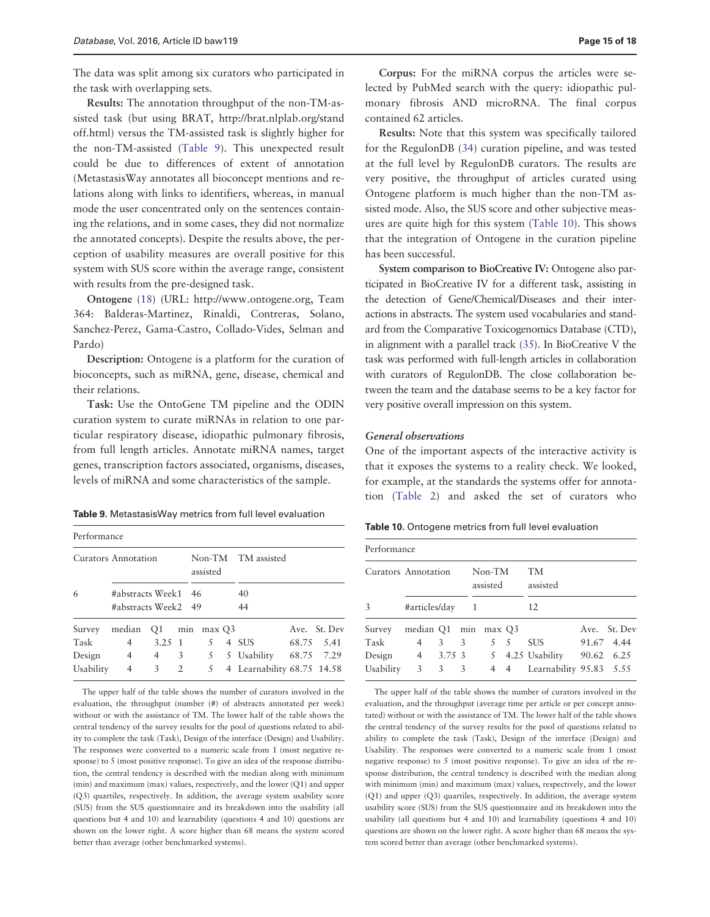The data was split among six curators who participated in the task with overlapping sets.

**Results:** The annotation throughput of the non-TM-assisted task (but using BRAT, http://brat.nlplab.org/standoff.html) versus the TM-assisted task is slightly higher for the non-TM-assisted (Table 9). This unexpected result could be due to differences of extent of annotation (MetastasisWay annotates all bioconcept mentions and relations along with links to identifiers, whereas, in manual mode the user concentrated only on the sentences containing the relations, and in some cases, they did not normalize the annotated concepts). Despite the results above, the perception of usability measures are overall positive for this system with SUS score within the average range, consistent with results from the pre-designed task.

**Ontogene** (18) (URL: http://www.ontogene.org, Team 364: Balderas-Martinez, Rinaldi, Contreras, Solano, Sanchez-Perez, Gama-Castro, Collado-Vides, Selman and Pardo)

**Description:** Ontogene is a platform for the curation of bioconcepts, such as miRNA, gene, disease, chemical and their relations.

**Task:** Use the OntoGene TM pipeline and the ODIN curation system to curate miRNAs in relation to one particular respiratory disease, idiopathic pulmonary fibrosis, from full length articles. Annotate miRNA names, target genes, transcription factors associated, organisms, diseases, levels of miRNA and some characteristics of the sample.

**Table 9.** MetastasisWay metrics from full level evaluation

| Performance | | | | | | | | |
|---|---|---|---|---|---|---|---|---|
| Curators | Annotation | | | Non-TM assisted | | TM assisted | | |
| 6 | #abstracts Week1 | | | 46 | | 40 | | |
| | #abstracts Week2 | | | 49 | | 44 | | |
| Survey | median | Q1 | min | max | Q3 | | Ave. | St. Dev |
| Task | 4 | 3.25 | 1 | 5 | 4 | SUS | 68.75 | 5.41 |
| Design | 4 | 4 | 3 | 5 | 5 | Usability | 68.75 | 7.29 |
| Usability | 4 | 3 | 2 | 5 | 4 | Learnability | 68.75 | 14.58 |

The upper half of the table shows the number of curators involved in the evaluation, the throughput (number (#) of abstracts annotated per week) without or with the assistance of TM. The lower half of the table shows the central tendency of the survey results for the pool of questions related to ability to complete the task (Task), Design of the interface (Design) and Usability. The responses were converted to a numeric scale from 1 (most negative response) to 5 (most positive response). To give an idea of the response distribution, the central tendency is described with the median along with minimum (min) and maximum (max) values, respectively, and the lower (Q1) and upper (Q3) quartiles, respectively. In addition, the average system usability score (SUS) from the SUS questionnaire and its breakdown into the usability (all questions but 4 and 10) and learnability (questions 4 and 10) questions are shown on the lower right. A score higher than 68 means the system scored better than average (other benchmarked systems).

**Corpus:** For the miRNA corpus the articles were selected by PubMed search with the query: idiopathic pulmonary fibrosis AND microRNA. The final corpus contained 62 articles.

**Results:** Note that this system was specifically tailored for the RegulonDB (34) curation pipeline, and was tested at the full level by RegulonDB curators. The results are very positive, the throughput of articles curated using Ontogene platform is much higher than the non-TM assisted mode. Also, the SUS score and other subjective measures are quite high for this system (Table 10). This shows that the integration of Ontogene in the curation pipeline has been successful.

**System comparison to BioCreative IV:** Ontogene also participated in BioCreative IV for a different task, assisting in the detection of Gene/Chemical/Diseases and their interactions in abstracts. The system used vocabularies and standard from the Comparative Toxicogenomics Database (CTD), in alignment with a parallel track (35). In BioCreative V the task was performed with full-length articles in collaboration with curators of RegulonDB. The close collaboration between the team and the database seems to be a key factor for very positive overall impression on this system.

### *General observations*

One of the important aspects of the interactive activity is that it exposes the systems to a reality check. We looked, for example, at the standards the systems offer for annotation (Table 2) and asked the set of curators who

**Table 10.** Ontogene metrics from full level evaluation

| Performance | | | | | | | | |
|---|---|---|---|---|---|---|---|---|
| Curators | Annotation | | | Non-TM assisted | | TM assisted | | |
| 3 | #articles/day | | | 1 | | 12 | | |
| Survey | median | Q1 | min | max | Q3 | | Ave. | St. Dev |
| Task | 4 | 3 | 3 | 5 | 5 | SUS | 91.67 | 4.44 |
| Design | 4 | 3.75 | 3 | 5 | 4.25 | Usability | 90.62 | 6.25 |
| Usability | 3 | 3 | 3 | 4 | 4 | Learnability | 95.83 | 5.55 |

The upper half of the table shows the number of curators involved in the evaluation, and the throughput (average time per article or per concept annotated) without or with the assistance of TM. The lower half of the table shows the central tendency of the survey results for the pool of questions related to ability to complete the task (Task), Design of the interface (Design) and Usability. The responses were converted to a numeric scale from 1 (most negative response) to 5 (most positive response). To give an idea of the response distribution, the central tendency is described with the median along with minimum (min) and maximum (max) values, respectively, and the lower (Q1) and upper (Q3) quartiles, respectively. In addition, the average system usability score (SUS) from the SUS questionnaire and its breakdown into the usability (all questions but 4 and 10) and learnability (questions 4 and 10) questions are shown on the lower right. A score higher than 68 means the system scored better than average (other benchmarked systems).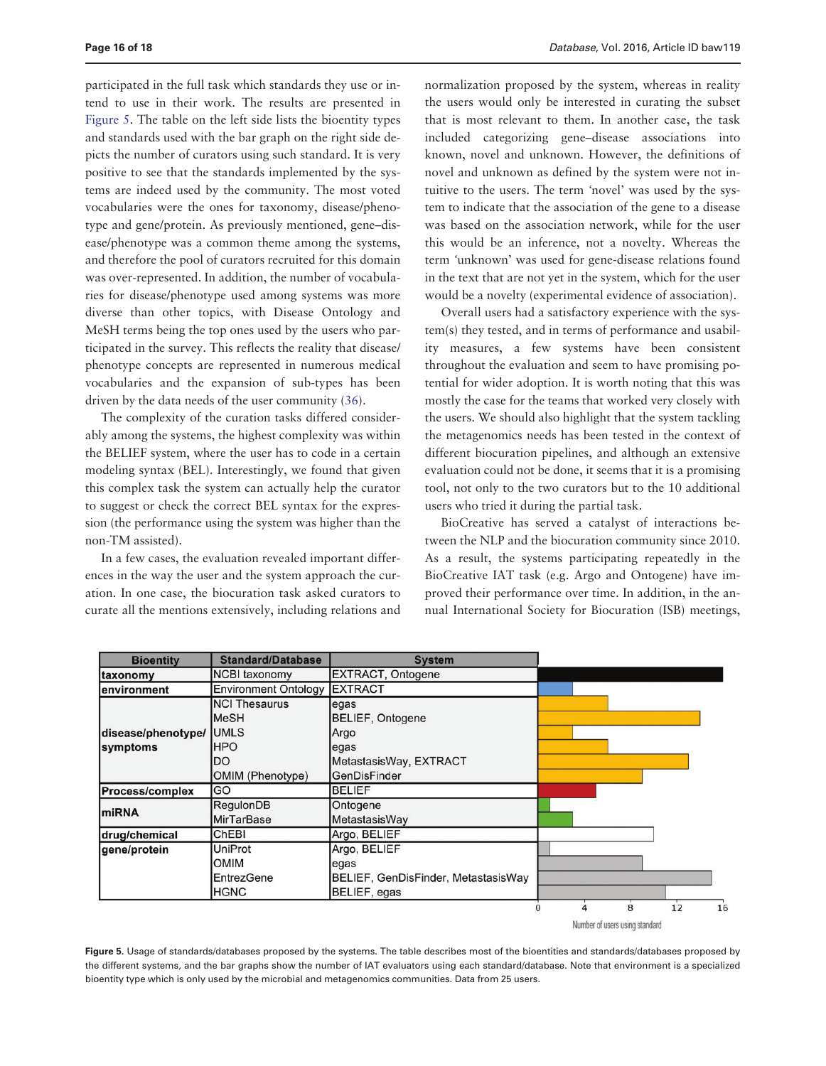participated in the full task which standards they use or intend to use in their work. The results are presented in Figure 5. The table on the left side lists the bioentity types and standards used with the bar graph on the right side depicts the number of curators using such standard. It is very positive to see that the standards implemented by the systems are indeed used by the community. The most voted vocabularies were the ones for taxonomy, disease/phenotype and gene/protein. As previously mentioned, gene–disease/phenotype was a common theme among the systems, and therefore the pool of curators recruited for this domain was over-represented. In addition, the number of vocabularies for disease/phenotype used among systems was more diverse than other topics, with Disease Ontology and MeSH terms being the top ones used by the users who participated in the survey. This reflects the reality that disease/phenotype concepts are represented in numerous medical vocabularies and the expansion of sub-types has been driven by the data needs of the user community (36).

The complexity of the curation tasks differed considerably among the systems, the highest complexity was within the BELIEF system, where the user has to code in a certain modeling syntax (BEL). Interestingly, we found that given this complex task the system can actually help the curator to suggest or check the correct BEL syntax for the expression (the performance using the system was higher than the non-TM assisted).

In a few cases, the evaluation revealed important differences in the way the user and the system approach the curation. In one case, the biocuration task asked curators to curate all the mentions extensively, including relations and normalization proposed by the system, whereas in reality the users would only be interested in curating the subset that is most relevant to them. In another case, the task included categorizing gene–disease associations into known, novel and unknown. However, the definitions of novel and unknown as defined by the system were not intuitive to the users. The term 'novel' was used by the system to indicate that the association of the gene to a disease was based on the association network, while for the user this would be an inference, not a novelty. Whereas the term 'unknown' was used for gene-disease relations found in the text that are not yet in the system, which for the user would be a novelty (experimental evidence of association).

Overall users had a satisfactory experience with the system(s) they tested, and in terms of performance and usability measures, a few systems have been consistent throughout the evaluation and seem to have promising potential for wider adoption. It is worth noting that this was mostly the case for the teams that worked very closely with the users. We should also highlight that the system tackling the metagenomics needs has been tested in the context of different biocuration pipelines, and although an extensive evaluation could not be done, it seems that it is a promising tool, not only to the two curators but to the 10 additional users who tried it during the partial task.

BioCreative has served a catalyst of interactions between the NLP and the biocuration community since 2010. As a result, the systems participating repeatedly in the BioCreative IAT task (e.g. Argo and Ontogene) have improved their performance over time. In addition, in the annual International Society for Biocuration (ISB) meetings,

| Bioentity | Standard/Database | System |
|---|---|---|
| taxonomy | NCBI taxonomy | EXTRACT, Ontogene |
| environment | Environment Ontology | EXTRACT |
| disease/phenotype/ symptoms | NCI Thesaurus | egas |
| | MeSH | BELIEF, Ontogene |
| | UMLS | Argo |
| | HPO | egas |
| | DO | MetastasisWay, EXTRACT |
| | OMIM (Phenotype) | GenDisFinder |
| Process/complex | GO | BELIEF |
| miRNA | RegulonDB | Ontogene |
| | MirTarBase | MetastasisWay |
| drug/chemical | ChEBI | Argo, BELIEF |
| gene/protein | UniProt | Argo, BELIEF |
| | OMIM | egas |
| | EntrezGene | BELIEF, GenDisFinder, MetastasisWay |
| | HGNC | BELIEF, egas |

Number of users using standard (axis: 0, 4, 8, 12, 16)

Figure 5. Usage of standards/databases proposed by the systems. The table describes most of the bioentities and standards/databases proposed by the different systems, and the bar graphs show the number of IAT evaluators using each standard/database. Note that environment is a specialized bioentity type which is only used by the microbial and metagenomics communities. Data from 25 users.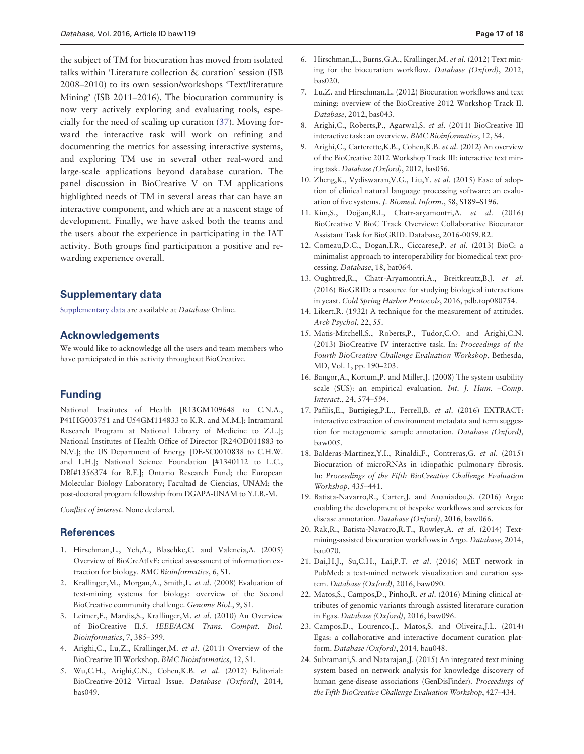the subject of TM for biocuration has moved from isolated talks within 'Literature collection & curation' session (ISB 2008–2010) to its own session/workshops 'Text/literature Mining' (ISB 2011–2016). The biocuration community is now very actively exploring and evaluating tools, especially for the need of scaling up curation (37). Moving forward the interactive task will work on refining and documenting the metrics for assessing interactive systems, and exploring TM use in several other real-word and large-scale applications beyond database curation. The panel discussion in BioCreative V on TM applications highlighted needs of TM in several areas that can have an interactive component, and which are at a nascent stage of development. Finally, we have asked both the teams and the users about the experience in participating in the IAT activity. Both groups find participation a positive and rewarding experience overall.

## Supplementary data

Supplementary data are available at *Database* Online.

## Acknowledgements

We would like to acknowledge all the users and team members who have participated in this activity throughout BioCreative.

## Funding

National Institutes of Health [R13GM109648 to C.N.A., P41HG003751 and U54GM114833 to K.R. and M.M.]; Intramural Research Program at National Library of Medicine to Z.L.]; National Institutes of Health Office of Director [R24OD011883 to N.V.]; the US Department of Energy [DE-SC0010838 to C.H.W. and L.H.]; National Science Foundation [#1340112 to L.C., DBI#1356374 for B.F.]; Ontario Research Fund; the European Molecular Biology Laboratory; Facultad de Ciencias, UNAM; the post-doctoral program fellowship from DGAPA-UNAM to Y.I.B.-M.

*Conflict of interest*. None declared.

## References

1. Hirschman,L., Yeh,A., Blaschke,C. and Valencia,A. (2005) Overview of BioCreAtIvE: critical assessment of information extraction for biology. *BMC Bioinformatics*, 6, S1.
2. Krallinger,M., Morgan,A., Smith,L. *et al*. (2008) Evaluation of text-mining systems for biology: overview of the Second BioCreative community challenge. *Genome Biol*., 9, S1.
3. Leitner,F., Mardis,S., Krallinger,M. *et al*. (2010) An Overview of BioCreative II.5. *IEEE/ACM Trans. Comput. Biol. Bioinformatics*, 7, 385–399.
4. Arighi,C., Lu,Z., Krallinger,M. *et al*. (2011) Overview of the BioCreative III Workshop. *BMC Bioinformatics*, 12, S1.
5. Wu,C.H., Arighi,C.N., Cohen,K.B. *et al*. (2012) Editorial: BioCreative-2012 Virtual Issue. *Database (Oxford)*, 2014, bas049.
6. Hirschman,L., Burns,G.A., Krallinger,M. *et al*. (2012) Text mining for the biocuration workflow. *Database (Oxford)*, 2012, bas020.
7. Lu,Z. and Hirschman,L. (2012) Biocuration workflows and text mining: overview of the BioCreative 2012 Workshop Track II. *Database*, 2012, bas043.
8. Arighi,C., Roberts,P., Agarwal,S. *et al*. (2011) BioCreative III interactive task: an overview. *BMC Bioinformatics*, 12, S4.
9. Arighi,C., Carterette,K.B., Cohen,K.B. *et al*. (2012) An overview of the BioCreative 2012 Workshop Track III: interactive text mining task. *Database (Oxford)*, 2012, bas056.
10. Zheng,K., Vydiswaran,V.G., Liu,Y. *et al*. (2015) Ease of adoption of clinical natural language processing software: an evaluation of five systems. *J. Biomed. Inform*., 58, S189–S196.
11. Kim,S., Doğan,R.I., Chatr-aryamontri,A. *et al*. (2016) BioCreative V BioC Track Overview: Collaborative Biocurator Assistant Task for BioGRID. Database, 2016-0059.R2.
12. Comeau,D.C., Dogan,I.R., Ciccarese,P. *et al*. (2013) BioC: a minimalist approach to interoperability for biomedical text processing. *Database*, 18, bat064.
13. Oughtred,R., Chatr-Aryamontri,A., Breitkreutz,B.J. *et al*. (2016) BioGRID: a resource for studying biological interactions in yeast. *Cold Spring Harbor Protocols*, 2016, pdb.top080754.
14. Likert,R. (1932) A technique for the measurement of attitudes. *Arch Psychol*, 22, 55.
15. Matis-Mitchell,S., Roberts,P., Tudor,C.O. and Arighi,C.N. (2013) BioCreative IV interactive task. In: *Proceedings of the Fourth BioCreative Challenge Evaluation Workshop*, Bethesda, MD, Vol. 1, pp. 190–203.
16. Bangor,A., Kortum,P. and Miller,J. (2008) The system usability scale (SUS): an empirical evaluation. *Int. J. Hum. –Comp. Interact*., 24, 574–594.
17. Pafilis,E., Buttigieg,P.L., Ferrell,B. *et al*. (2016) EXTRACT: interactive extraction of environment metadata and term suggestion for metagenomic sample annotation. *Database (Oxford)*, baw005.
18. Balderas-Martinez,Y.I., Rinaldi,F., Contreras,G. *et al*. (2015) Biocuration of microRNAs in idiopathic pulmonary fibrosis. In: *Proceedings of the Fifth BioCreative Challenge Evaluation Workshop*, 435–441.
19. Batista-Navarro,R., Carter,J. and Ananiadou,S. (2016) Argo: enabling the development of bespoke workflows and services for disease annotation. *Database (Oxford)*, **2016**, baw066.
20. Rak,R., Batista-Navarro,R.T., Rowley,A. *et al*. (2014) Text-mining-assisted biocuration workflows in Argo. *Database*, 2014, bau070.
21. Dai,H.J., Su,C.H., Lai,P.T. *et al*. (2016) MET network in PubMed: a text-mined network visualization and curation system. *Database (Oxford)*, 2016, baw090.
22. Matos,S., Campos,D., Pinho,R. *et al*. (2016) Mining clinical attributes of genomic variants through assisted literature curation in Egas. *Database (Oxford)*, 2016, baw096.
23. Campos,D., Lourenco,J., Matos,S. and Oliveira,J.L. (2014) Egas: a collaborative and interactive document curation platform. *Database (Oxford)*, 2014, bau048.
24. Subramani,S. and Natarajan,J. (2015) An integrated text mining system based on network analysis for knowledge discovery of human gene-disease associations (GenDisFinder). *Proceedings of the Fifth BioCreative Challenge Evaluation Workshop*, 427–434.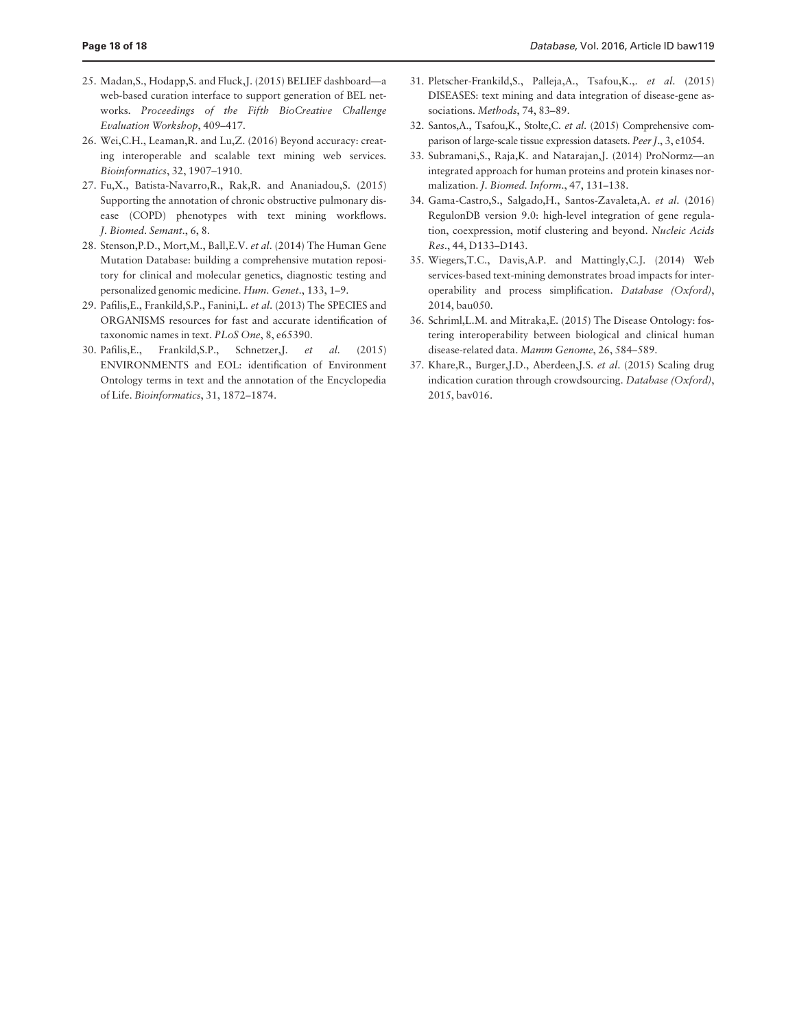25. Madan,S., Hodapp,S. and Fluck,J. (2015) BELIEF dashboard—a web-based curation interface to support generation of BEL networks. *Proceedings of the Fifth BioCreative Challenge Evaluation Workshop*, 409–417.
26. Wei,C.H., Leaman,R. and Lu,Z. (2016) Beyond accuracy: creating interoperable and scalable text mining web services. *Bioinformatics*, 32, 1907–1910.
27. Fu,X., Batista-Navarro,R., Rak,R. and Ananiadou,S. (2015) Supporting the annotation of chronic obstructive pulmonary disease (COPD) phenotypes with text mining workflows. *J. Biomed. Semant*., 6, 8.
28. Stenson,P.D., Mort,M., Ball,E.V. *et al*. (2014) The Human Gene Mutation Database: building a comprehensive mutation repository for clinical and molecular genetics, diagnostic testing and personalized genomic medicine. *Hum. Genet*., 133, 1–9.
29. Pafilis,E., Frankild,S.P., Fanini,L. *et al*. (2013) The SPECIES and ORGANISMS resources for fast and accurate identification of taxonomic names in text. *PLoS One*, 8, e65390.
30. Pafilis,E., Frankild,S.P., Schnetzer,J. *et al.* (2015) ENVIRONMENTS and EOL: identification of Environment Ontology terms in text and the annotation of the Encyclopedia of Life. *Bioinformatics*, 31, 1872–1874.
31. Pletscher-Frankild,S., Palleja,A., Tsafou,K.,. *et al*. (2015) DISEASES: text mining and data integration of disease-gene associations. *Methods*, 74, 83–89.
32. Santos,A., Tsafou,K., Stolte,C. *et al*. (2015) Comprehensive comparison of large-scale tissue expression datasets. *Peer J*., 3, e1054.
33. Subramani,S., Raja,K. and Natarajan,J. (2014) ProNormz—an integrated approach for human proteins and protein kinases normalization. *J. Biomed. Inform*., 47, 131–138.
34. Gama-Castro,S., Salgado,H., Santos-Zavaleta,A. *et al*. (2016) RegulonDB version 9.0: high-level integration of gene regulation, coexpression, motif clustering and beyond. *Nucleic Acids Res*., 44, D133–D143.
35. Wiegers,T.C., Davis,A.P. and Mattingly,C.J. (2014) Web services-based text-mining demonstrates broad impacts for interoperability and process simplification. *Database (Oxford)*, 2014, bau050.
36. Schriml,L.M. and Mitraka,E. (2015) The Disease Ontology: fostering interoperability between biological and clinical human disease-related data. *Mamm Genome*, 26, 584–589.
37. Khare,R., Burger,J.D., Aberdeen,J.S. *et al*. (2015) Scaling drug indication curation through crowdsourcing. *Database (Oxford)*, 2015, bav016.